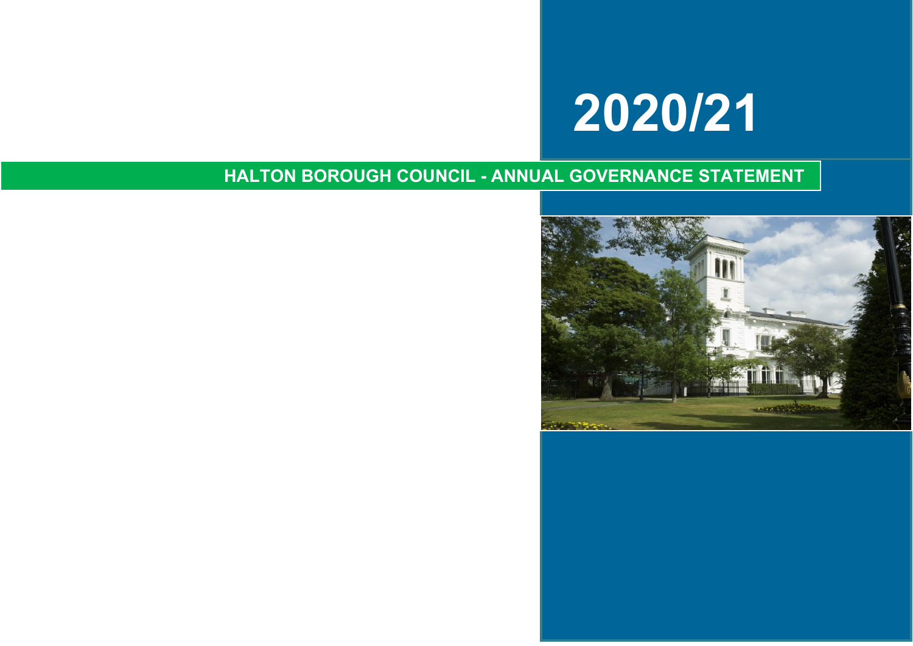# 2020/21

## HALTON BOROUGH COUNCIL - ANNUAL GOVERNANCE STATEMENT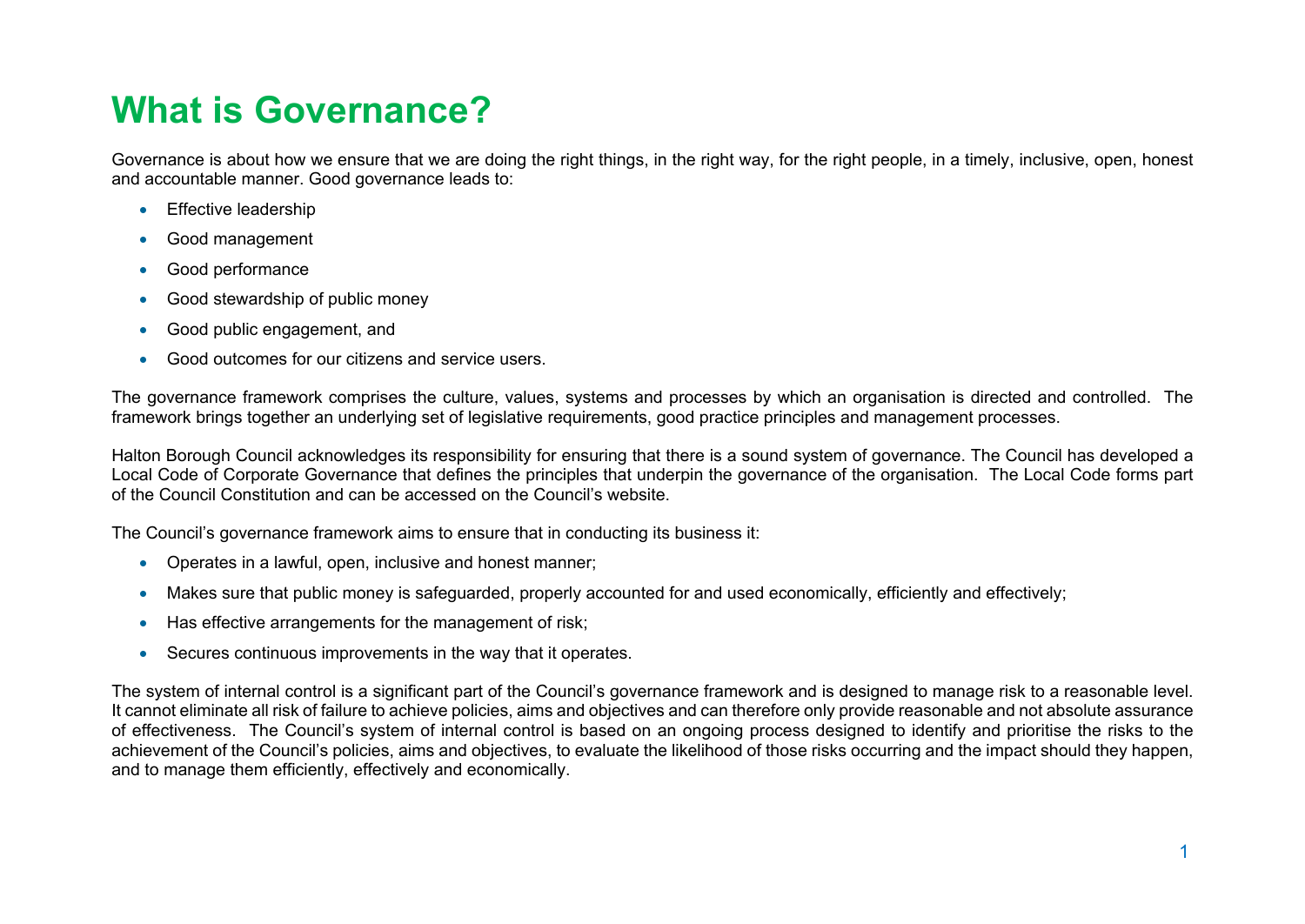# What is Governance?

Governance is about how we ensure that we are doing the right things, in the right way, for the right people, in a timely, inclusive, open, honest and accountable manner. Good governance leads to:

- Effective leadership
- Good management
- Good performance
- Good stewardship of public money
- Good public engagement, and
- Good outcomes for our citizens and service users.

The governance framework comprises the culture, values, systems and processes by which an organisation is directed and controlled. The framework brings together an underlying set of legislative requirements, good practice principles and management processes.

Halton Borough Council acknowledges its responsibility for ensuring that there is a sound system of governance. The Council has developed a Local Code of Corporate Governance that defines the principles that underpin the governance of the organisation. The Local Code forms part of the Council Constitution and can be accessed on the Council's website.

The Council's governance framework aims to ensure that in conducting its business it:

- Operates in a lawful, open, inclusive and honest manner;
- Makes sure that public money is safeguarded, properly accounted for and used economically, efficiently and effectively;
- Has effective arrangements for the management of risk;
- Secures continuous improvements in the way that it operates.

The system of internal control is a significant part of the Council's governance framework and is designed to manage risk to a reasonable level. It cannot eliminate all risk of failure to achieve policies, aims and objectives and can therefore only provide reasonable and not absolute assurance of effectiveness. The Council's system of internal control is based on an ongoing process designed to identify and prioritise the risks to the achievement of the Council's policies, aims and objectives, to evaluate the likelihood of those risks occurring and the impact should they happen, and to manage them efficiently, effectively and economically.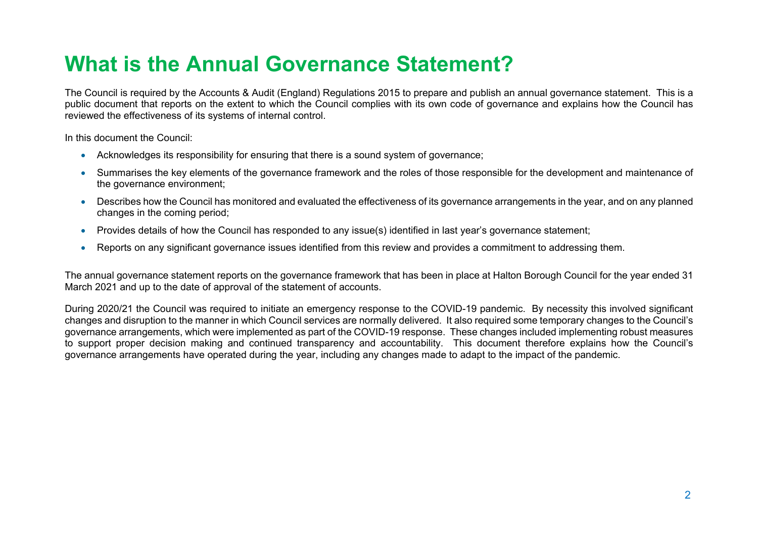# What is the Annual Governance Statement?

The Council is required by the Accounts & Audit (England) Regulations 2015 to prepare and publish an annual governance statement. This is a public document that reports on the extent to which the Council complies with its own code of governance and explains how the Council has reviewed the effectiveness of its systems of internal control.

In this document the Council:

- Acknowledges its responsibility for ensuring that there is a sound system of governance;
- Summarises the key elements of the governance framework and the roles of those responsible for the development and maintenance of the governance environment;
- Describes how the Council has monitored and evaluated the effectiveness of its governance arrangements in the year, and on any planned changes in the coming period;
- Provides details of how the Council has responded to any issue(s) identified in last year's governance statement;
- Reports on any significant governance issues identified from this review and provides a commitment to addressing them.

The annual governance statement reports on the governance framework that has been in place at Halton Borough Council for the year ended 31 March 2021 and up to the date of approval of the statement of accounts.

During 2020/21 the Council was required to initiate an emergency response to the COVID-19 pandemic. By necessity this involved significant changes and disruption to the manner in which Council services are normally delivered. It also required some temporary changes to the Council's governance arrangements, which were implemented as part of the COVID-19 response. These changes included implementing robust measures to support proper decision making and continued transparency and accountability. This document therefore explains how the Council's governance arrangements have operated during the year, including any changes made to adapt to the impact of the pandemic.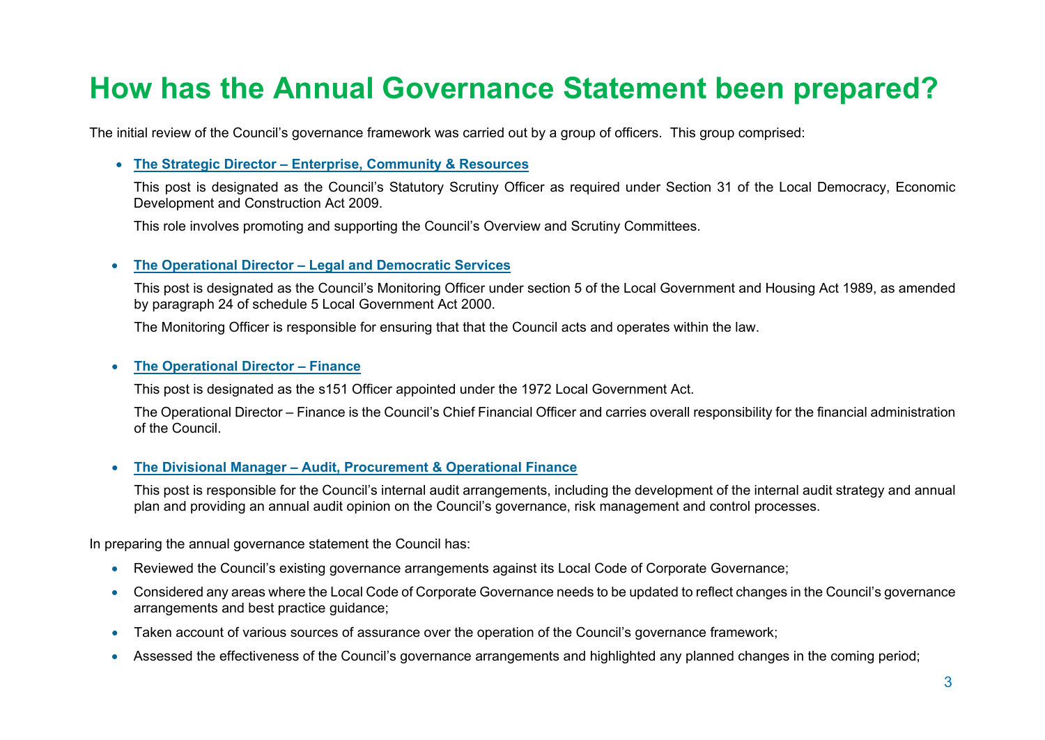# How has the Annual Governance Statement been prepared?

The initial review of the Council's governance framework was carried out by a group of officers. This group comprised:

- **The Strategic Director – Enterprise, Community & Resources**

  This post is designated as the Council's Statutory Scrutiny Officer as required under Section 31 of the Local Democracy, Economic Development and Construction Act 2009.

  This role involves promoting and supporting the Council's Overview and Scrutiny Committees.

- **The Operational Director – Legal and Democratic Services**

  This post is designated as the Council's Monitoring Officer under section 5 of the Local Government and Housing Act 1989, as amended by paragraph 24 of schedule 5 Local Government Act 2000.

  The Monitoring Officer is responsible for ensuring that that the Council acts and operates within the law.

- **The Operational Director – Finance**

  This post is designated as the s151 Officer appointed under the 1972 Local Government Act.

  The Operational Director – Finance is the Council's Chief Financial Officer and carries overall responsibility for the financial administration of the Council.

- **The Divisional Manager – Audit, Procurement & Operational Finance**

  This post is responsible for the Council's internal audit arrangements, including the development of the internal audit strategy and annual plan and providing an annual audit opinion on the Council's governance, risk management and control processes.

In preparing the annual governance statement the Council has:

- Reviewed the Council's existing governance arrangements against its Local Code of Corporate Governance;
- Considered any areas where the Local Code of Corporate Governance needs to be updated to reflect changes in the Council's governance arrangements and best practice guidance;
- Taken account of various sources of assurance over the operation of the Council's governance framework;
- Assessed the effectiveness of the Council's governance arrangements and highlighted any planned changes in the coming period;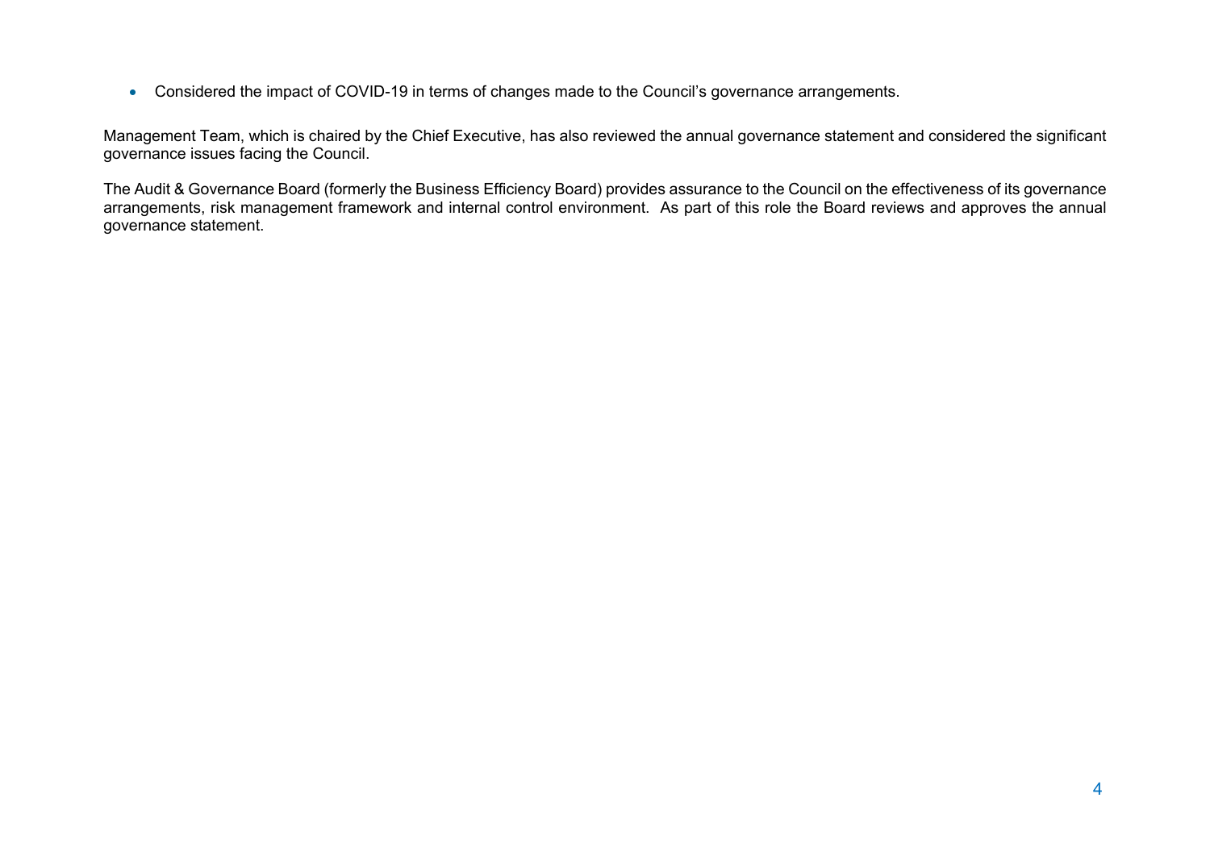- Considered the impact of COVID-19 in terms of changes made to the Council's governance arrangements.

Management Team, which is chaired by the Chief Executive, has also reviewed the annual governance statement and considered the significant governance issues facing the Council.

The Audit & Governance Board (formerly the Business Efficiency Board) provides assurance to the Council on the effectiveness of its governance arrangements, risk management framework and internal control environment. As part of this role the Board reviews and approves the annual governance statement.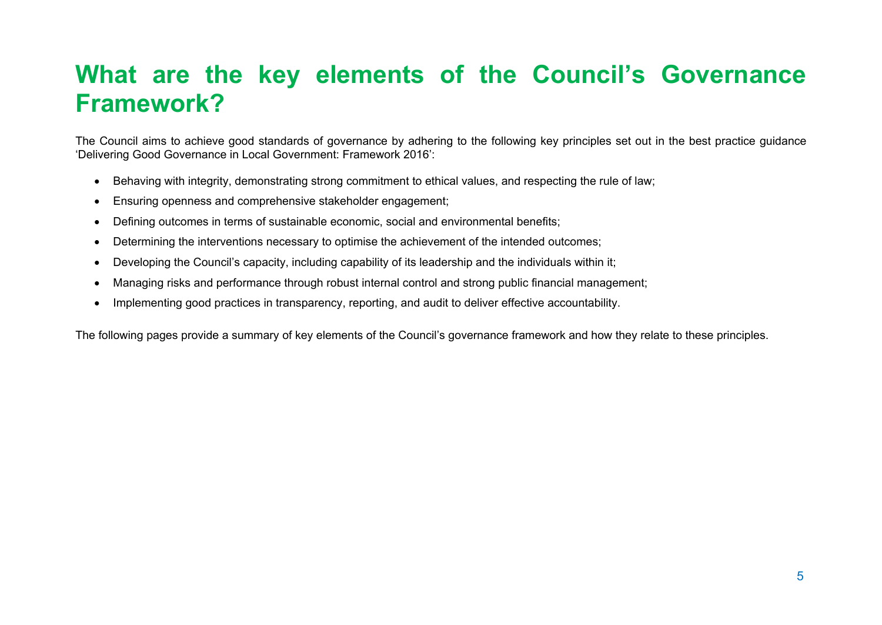# What are the key elements of the Council's Governance Framework?

The Council aims to achieve good standards of governance by adhering to the following key principles set out in the best practice guidance 'Delivering Good Governance in Local Government: Framework 2016':

- Behaving with integrity, demonstrating strong commitment to ethical values, and respecting the rule of law;
- Ensuring openness and comprehensive stakeholder engagement;
- Defining outcomes in terms of sustainable economic, social and environmental benefits;
- Determining the interventions necessary to optimise the achievement of the intended outcomes;
- Developing the Council's capacity, including capability of its leadership and the individuals within it;
- Managing risks and performance through robust internal control and strong public financial management;
- Implementing good practices in transparency, reporting, and audit to deliver effective accountability.

The following pages provide a summary of key elements of the Council's governance framework and how they relate to these principles.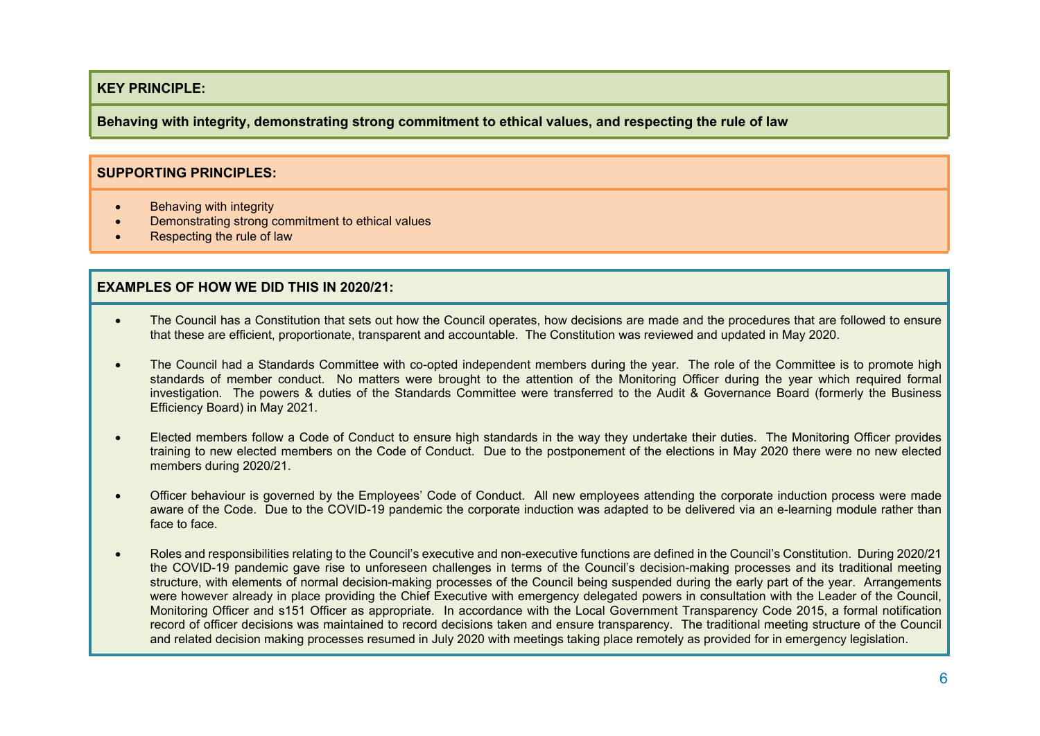**KEY PRINCIPLE:**

**Behaving with integrity, demonstrating strong commitment to ethical values, and respecting the rule of law**

**SUPPORTING PRINCIPLES:**

- Behaving with integrity
- Demonstrating strong commitment to ethical values
- Respecting the rule of law

**EXAMPLES OF HOW WE DID THIS IN 2020/21:**

- The Council has a Constitution that sets out how the Council operates, how decisions are made and the procedures that are followed to ensure that these are efficient, proportionate, transparent and accountable. The Constitution was reviewed and updated in May 2020.

- The Council had a Standards Committee with co-opted independent members during the year. The role of the Committee is to promote high standards of member conduct. No matters were brought to the attention of the Monitoring Officer during the year which required formal investigation. The powers & duties of the Standards Committee were transferred to the Audit & Governance Board (formerly the Business Efficiency Board) in May 2021.

- Elected members follow a Code of Conduct to ensure high standards in the way they undertake their duties. The Monitoring Officer provides training to new elected members on the Code of Conduct. Due to the postponement of the elections in May 2020 there were no new elected members during 2020/21.

- Officer behaviour is governed by the Employees' Code of Conduct. All new employees attending the corporate induction process were made aware of the Code. Due to the COVID-19 pandemic the corporate induction was adapted to be delivered via an e-learning module rather than face to face.

- Roles and responsibilities relating to the Council's executive and non-executive functions are defined in the Council's Constitution. During 2020/21 the COVID-19 pandemic gave rise to unforeseen challenges in terms of the Council's decision-making processes and its traditional meeting structure, with elements of normal decision-making processes of the Council being suspended during the early part of the year. Arrangements were however already in place providing the Chief Executive with emergency delegated powers in consultation with the Leader of the Council, Monitoring Officer and s151 Officer as appropriate. In accordance with the Local Government Transparency Code 2015, a formal notification record of officer decisions was maintained to record decisions taken and ensure transparency. The traditional meeting structure of the Council and related decision making processes resumed in July 2020 with meetings taking place remotely as provided for in emergency legislation.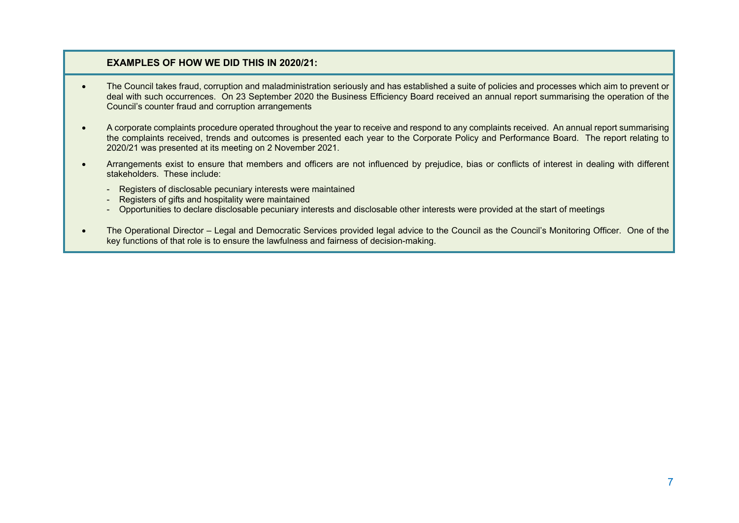**EXAMPLES OF HOW WE DID THIS IN 2020/21:**

- The Council takes fraud, corruption and maladministration seriously and has established a suite of policies and processes which aim to prevent or deal with such occurrences. On 23 September 2020 the Business Efficiency Board received an annual report summarising the operation of the Council's counter fraud and corruption arrangements

- A corporate complaints procedure operated throughout the year to receive and respond to any complaints received. An annual report summarising the complaints received, trends and outcomes is presented each year to the Corporate Policy and Performance Board. The report relating to 2020/21 was presented at its meeting on 2 November 2021.

- Arrangements exist to ensure that members and officers are not influenced by prejudice, bias or conflicts of interest in dealing with different stakeholders. These include:

  - Registers of disclosable pecuniary interests were maintained
  - Registers of gifts and hospitality were maintained
  - Opportunities to declare disclosable pecuniary interests and disclosable other interests were provided at the start of meetings

- The Operational Director – Legal and Democratic Services provided legal advice to the Council as the Council's Monitoring Officer. One of the key functions of that role is to ensure the lawfulness and fairness of decision-making.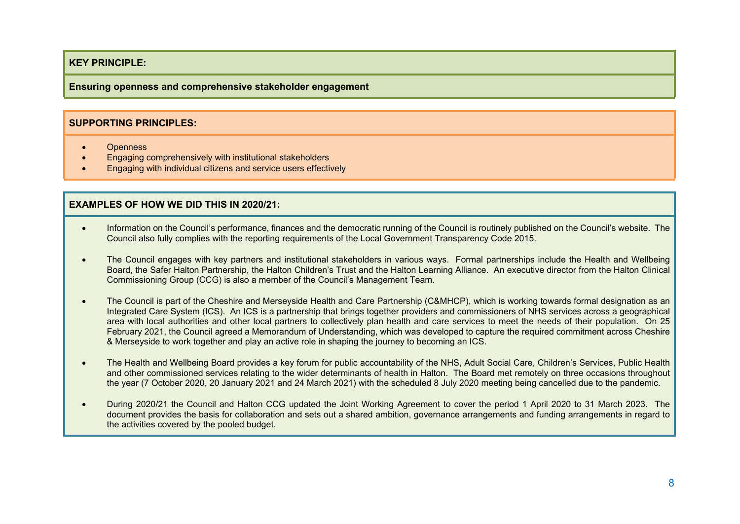**KEY PRINCIPLE:**

**Ensuring openness and comprehensive stakeholder engagement**

**SUPPORTING PRINCIPLES:**

- Openness
- Engaging comprehensively with institutional stakeholders
- Engaging with individual citizens and service users effectively

**EXAMPLES OF HOW WE DID THIS IN 2020/21:**

- Information on the Council's performance, finances and the democratic running of the Council is routinely published on the Council's website. The Council also fully complies with the reporting requirements of the Local Government Transparency Code 2015.

- The Council engages with key partners and institutional stakeholders in various ways. Formal partnerships include the Health and Wellbeing Board, the Safer Halton Partnership, the Halton Children's Trust and the Halton Learning Alliance. An executive director from the Halton Clinical Commissioning Group (CCG) is also a member of the Council's Management Team.

- The Council is part of the Cheshire and Merseyside Health and Care Partnership (C&MHCP), which is working towards formal designation as an Integrated Care System (ICS). An ICS is a partnership that brings together providers and commissioners of NHS services across a geographical area with local authorities and other local partners to collectively plan health and care services to meet the needs of their population. On 25 February 2021, the Council agreed a Memorandum of Understanding, which was developed to capture the required commitment across Cheshire & Merseyside to work together and play an active role in shaping the journey to becoming an ICS.

- The Health and Wellbeing Board provides a key forum for public accountability of the NHS, Adult Social Care, Children's Services, Public Health and other commissioned services relating to the wider determinants of health in Halton. The Board met remotely on three occasions throughout the year (7 October 2020, 20 January 2021 and 24 March 2021) with the scheduled 8 July 2020 meeting being cancelled due to the pandemic.

- During 2020/21 the Council and Halton CCG updated the Joint Working Agreement to cover the period 1 April 2020 to 31 March 2023. The document provides the basis for collaboration and sets out a shared ambition, governance arrangements and funding arrangements in regard to the activities covered by the pooled budget.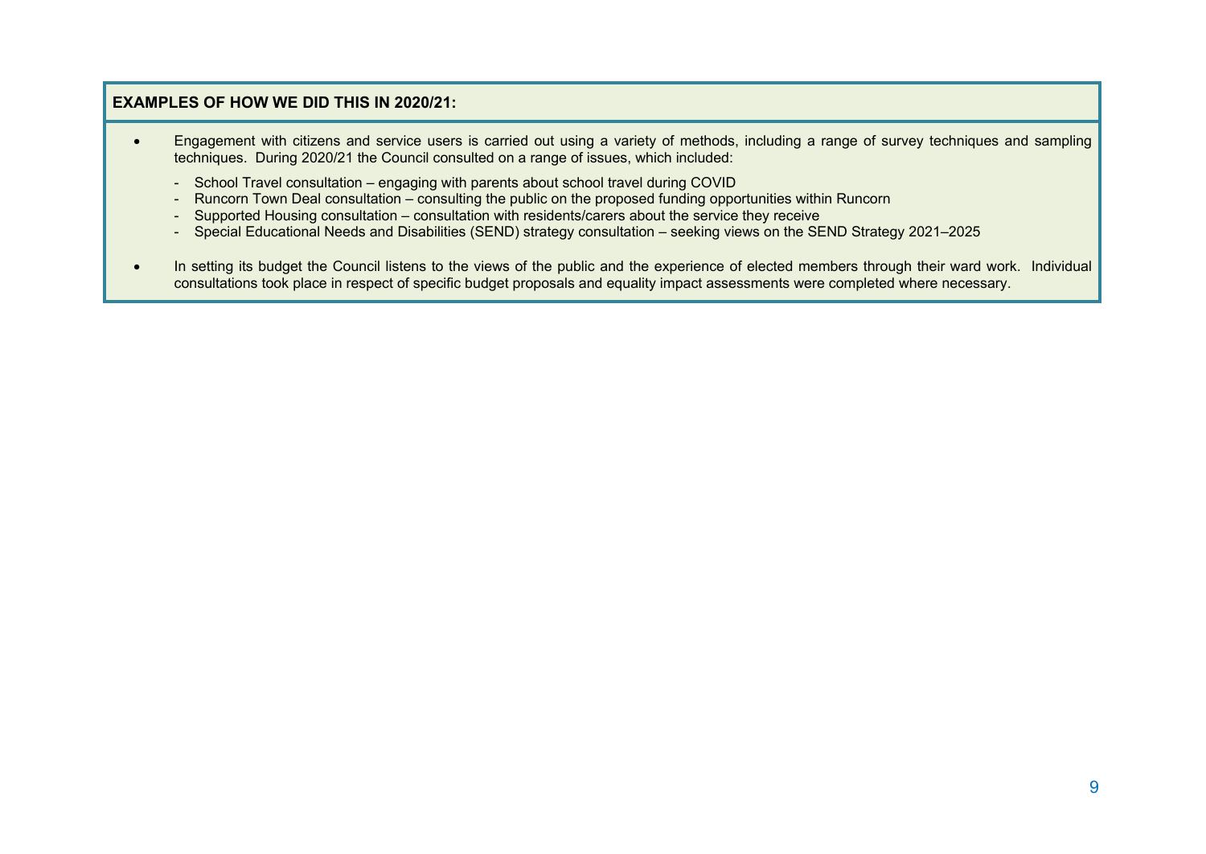**EXAMPLES OF HOW WE DID THIS IN 2020/21:**

- Engagement with citizens and service users is carried out using a variety of methods, including a range of survey techniques and sampling techniques. During 2020/21 the Council consulted on a range of issues, which included:

  - School Travel consultation – engaging with parents about school travel during COVID
  - Runcorn Town Deal consultation – consulting the public on the proposed funding opportunities within Runcorn
  - Supported Housing consultation – consultation with residents/carers about the service they receive
  - Special Educational Needs and Disabilities (SEND) strategy consultation – seeking views on the SEND Strategy 2021–2025

- In setting its budget the Council listens to the views of the public and the experience of elected members through their ward work. Individual consultations took place in respect of specific budget proposals and equality impact assessments were completed where necessary.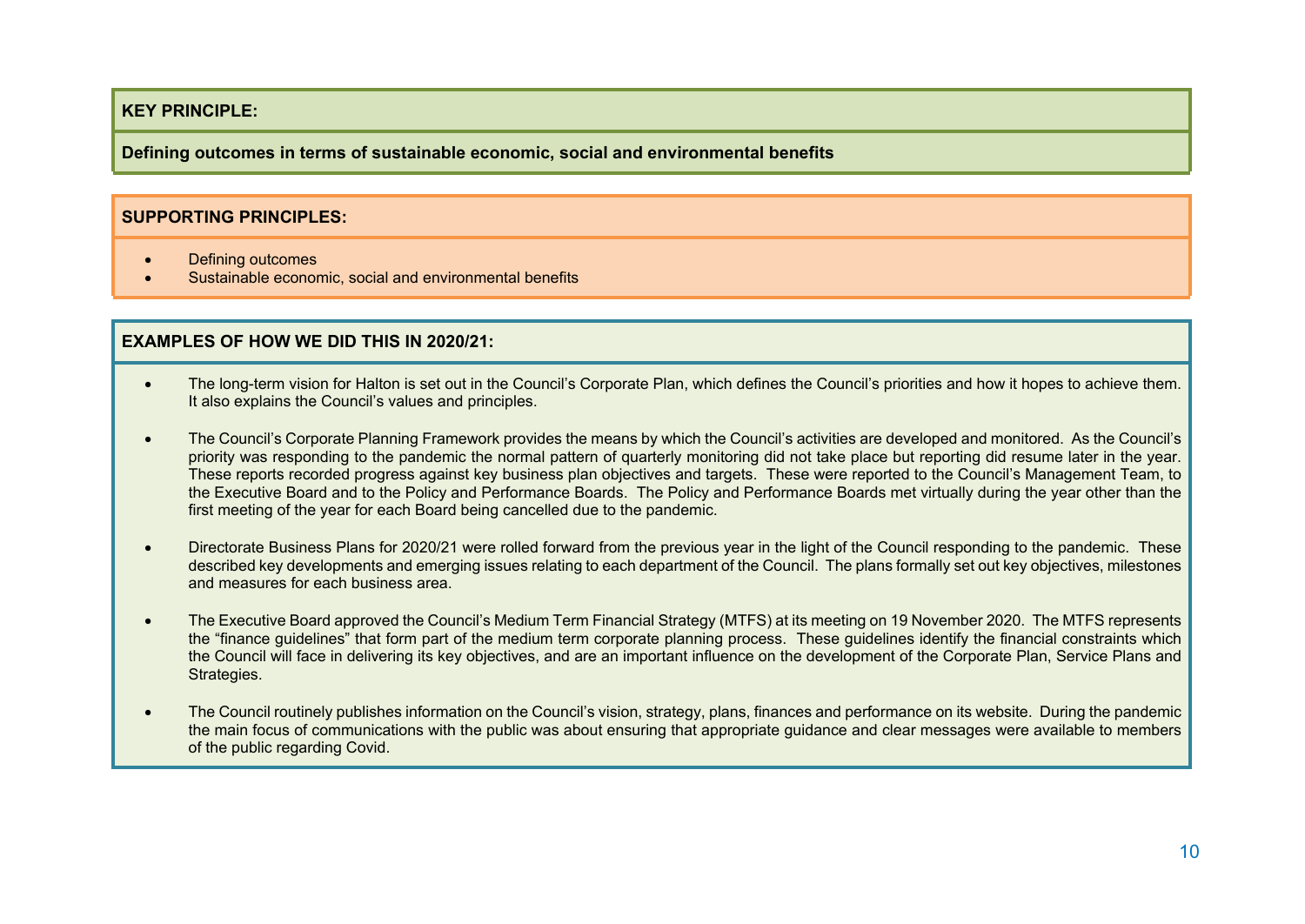**KEY PRINCIPLE:**

**Defining outcomes in terms of sustainable economic, social and environmental benefits**

**SUPPORTING PRINCIPLES:**

- Defining outcomes
- Sustainable economic, social and environmental benefits

**EXAMPLES OF HOW WE DID THIS IN 2020/21:**

- The long-term vision for Halton is set out in the Council's Corporate Plan, which defines the Council's priorities and how it hopes to achieve them. It also explains the Council's values and principles.

- The Council's Corporate Planning Framework provides the means by which the Council's activities are developed and monitored. As the Council's priority was responding to the pandemic the normal pattern of quarterly monitoring did not take place but reporting did resume later in the year. These reports recorded progress against key business plan objectives and targets. These were reported to the Council's Management Team, to the Executive Board and to the Policy and Performance Boards. The Policy and Performance Boards met virtually during the year other than the first meeting of the year for each Board being cancelled due to the pandemic.

- Directorate Business Plans for 2020/21 were rolled forward from the previous year in the light of the Council responding to the pandemic. These described key developments and emerging issues relating to each department of the Council. The plans formally set out key objectives, milestones and measures for each business area.

- The Executive Board approved the Council's Medium Term Financial Strategy (MTFS) at its meeting on 19 November 2020. The MTFS represents the "finance guidelines" that form part of the medium term corporate planning process. These guidelines identify the financial constraints which the Council will face in delivering its key objectives, and are an important influence on the development of the Corporate Plan, Service Plans and Strategies.

- The Council routinely publishes information on the Council's vision, strategy, plans, finances and performance on its website. During the pandemic the main focus of communications with the public was about ensuring that appropriate guidance and clear messages were available to members of the public regarding Covid.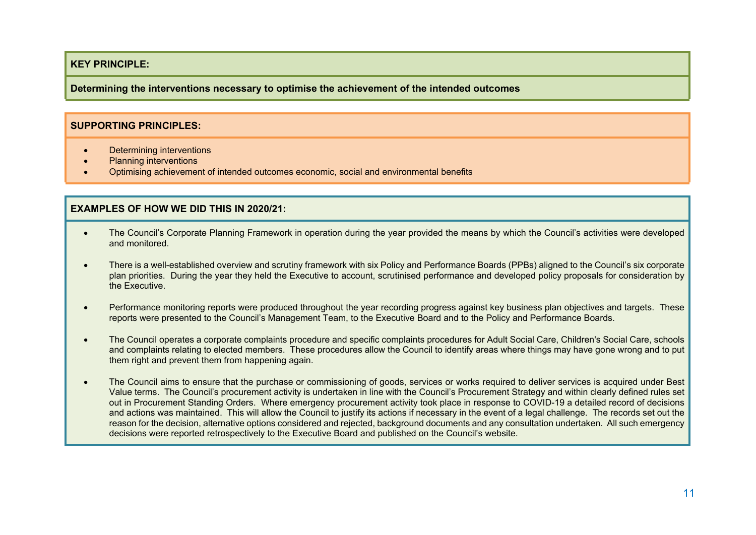**KEY PRINCIPLE:**

**Determining the interventions necessary to optimise the achievement of the intended outcomes**

**SUPPORTING PRINCIPLES:**

- Determining interventions
- Planning interventions
- Optimising achievement of intended outcomes economic, social and environmental benefits

**EXAMPLES OF HOW WE DID THIS IN 2020/21:**

- The Council's Corporate Planning Framework in operation during the year provided the means by which the Council's activities were developed and monitored.

- There is a well-established overview and scrutiny framework with six Policy and Performance Boards (PPBs) aligned to the Council's six corporate plan priorities. During the year they held the Executive to account, scrutinised performance and developed policy proposals for consideration by the Executive.

- Performance monitoring reports were produced throughout the year recording progress against key business plan objectives and targets. These reports were presented to the Council's Management Team, to the Executive Board and to the Policy and Performance Boards.

- The Council operates a corporate complaints procedure and specific complaints procedures for Adult Social Care, Children's Social Care, schools and complaints relating to elected members. These procedures allow the Council to identify areas where things may have gone wrong and to put them right and prevent them from happening again.

- The Council aims to ensure that the purchase or commissioning of goods, services or works required to deliver services is acquired under Best Value terms. The Council's procurement activity is undertaken in line with the Council's Procurement Strategy and within clearly defined rules set out in Procurement Standing Orders. Where emergency procurement activity took place in response to COVID-19 a detailed record of decisions and actions was maintained. This will allow the Council to justify its actions if necessary in the event of a legal challenge. The records set out the reason for the decision, alternative options considered and rejected, background documents and any consultation undertaken. All such emergency decisions were reported retrospectively to the Executive Board and published on the Council's website.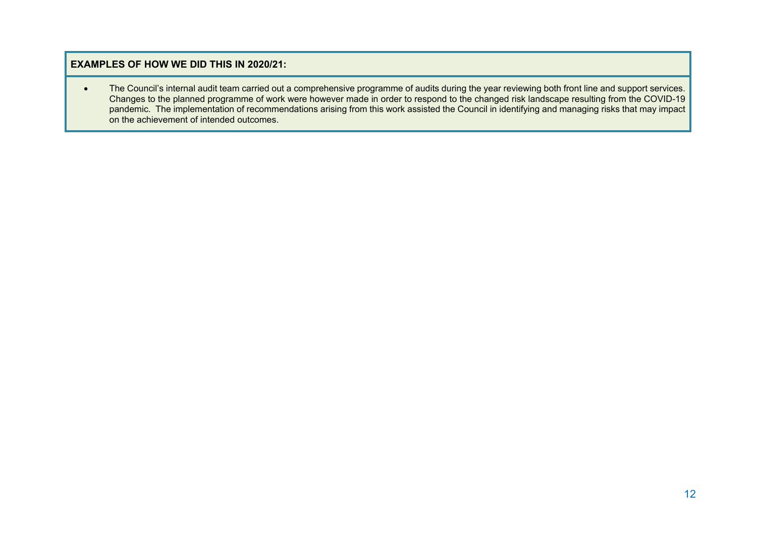**EXAMPLES OF HOW WE DID THIS IN 2020/21:**

- The Council's internal audit team carried out a comprehensive programme of audits during the year reviewing both front line and support services. Changes to the planned programme of work were however made in order to respond to the changed risk landscape resulting from the COVID-19 pandemic. The implementation of recommendations arising from this work assisted the Council in identifying and managing risks that may impact on the achievement of intended outcomes.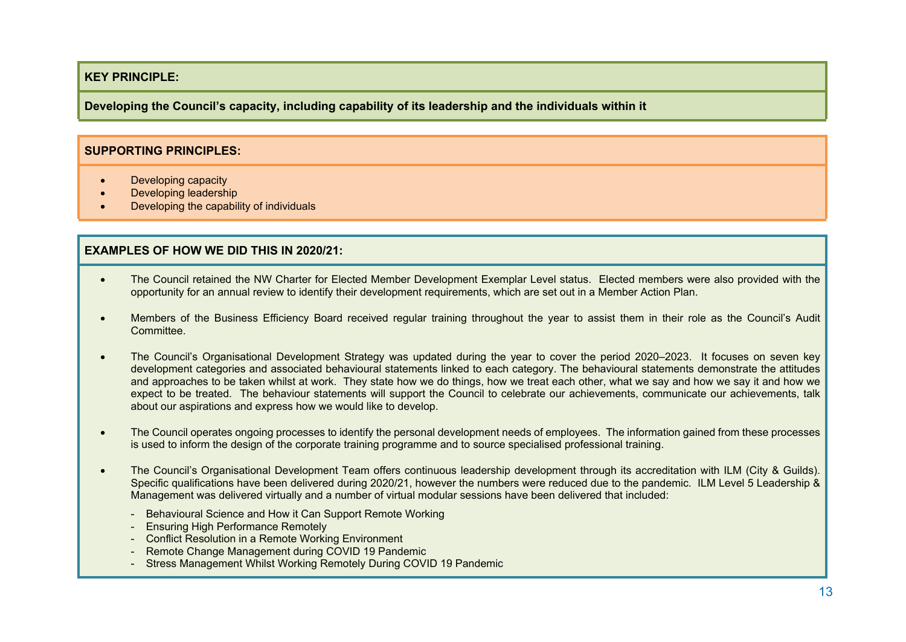**KEY PRINCIPLE:**

**Developing the Council's capacity, including capability of its leadership and the individuals within it**

**SUPPORTING PRINCIPLES:**

- Developing capacity
- Developing leadership
- Developing the capability of individuals

**EXAMPLES OF HOW WE DID THIS IN 2020/21:**

- The Council retained the NW Charter for Elected Member Development Exemplar Level status. Elected members were also provided with the opportunity for an annual review to identify their development requirements, which are set out in a Member Action Plan.

- Members of the Business Efficiency Board received regular training throughout the year to assist them in their role as the Council's Audit Committee.

- The Council's Organisational Development Strategy was updated during the year to cover the period 2020–2023. It focuses on seven key development categories and associated behavioural statements linked to each category. The behavioural statements demonstrate the attitudes and approaches to be taken whilst at work. They state how we do things, how we treat each other, what we say and how we say it and how we expect to be treated. The behaviour statements will support the Council to celebrate our achievements, communicate our achievements, talk about our aspirations and express how we would like to develop.

- The Council operates ongoing processes to identify the personal development needs of employees. The information gained from these processes is used to inform the design of the corporate training programme and to source specialised professional training.

- The Council's Organisational Development Team offers continuous leadership development through its accreditation with ILM (City & Guilds). Specific qualifications have been delivered during 2020/21, however the numbers were reduced due to the pandemic. ILM Level 5 Leadership & Management was delivered virtually and a number of virtual modular sessions have been delivered that included:

  - Behavioural Science and How it Can Support Remote Working
  - Ensuring High Performance Remotely
  - Conflict Resolution in a Remote Working Environment
  - Remote Change Management during COVID 19 Pandemic
  - Stress Management Whilst Working Remotely During COVID 19 Pandemic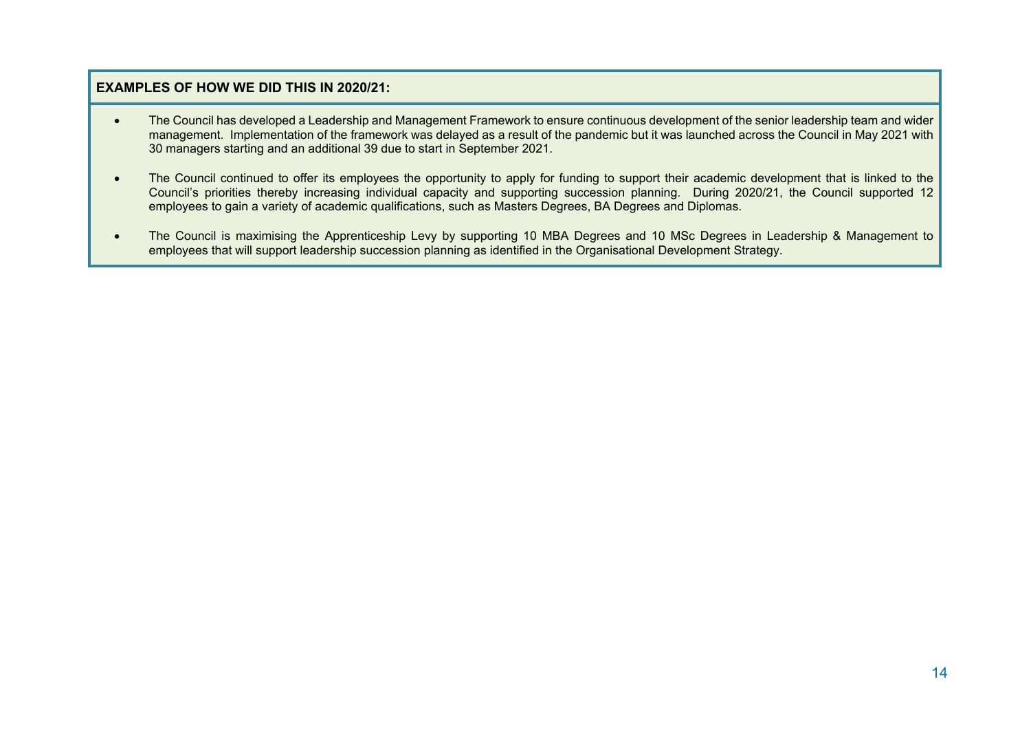**EXAMPLES OF HOW WE DID THIS IN 2020/21:**

- The Council has developed a Leadership and Management Framework to ensure continuous development of the senior leadership team and wider management. Implementation of the framework was delayed as a result of the pandemic but it was launched across the Council in May 2021 with 30 managers starting and an additional 39 due to start in September 2021.

- The Council continued to offer its employees the opportunity to apply for funding to support their academic development that is linked to the Council's priorities thereby increasing individual capacity and supporting succession planning. During 2020/21, the Council supported 12 employees to gain a variety of academic qualifications, such as Masters Degrees, BA Degrees and Diplomas.

- The Council is maximising the Apprenticeship Levy by supporting 10 MBA Degrees and 10 MSc Degrees in Leadership & Management to employees that will support leadership succession planning as identified in the Organisational Development Strategy.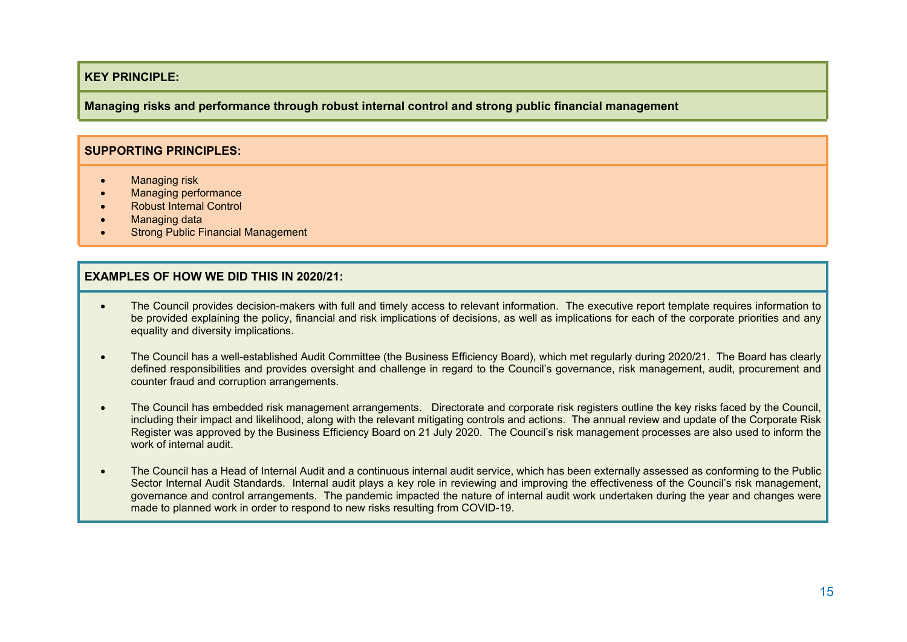**KEY PRINCIPLE:**

**Managing risks and performance through robust internal control and strong public financial management**

**SUPPORTING PRINCIPLES:**

- Managing risk
- Managing performance
- Robust Internal Control
- Managing data
- Strong Public Financial Management

**EXAMPLES OF HOW WE DID THIS IN 2020/21:**

- The Council provides decision-makers with full and timely access to relevant information. The executive report template requires information to be provided explaining the policy, financial and risk implications of decisions, as well as implications for each of the corporate priorities and any equality and diversity implications.

- The Council has a well-established Audit Committee (the Business Efficiency Board), which met regularly during 2020/21. The Board has clearly defined responsibilities and provides oversight and challenge in regard to the Council's governance, risk management, audit, procurement and counter fraud and corruption arrangements.

- The Council has embedded risk management arrangements. Directorate and corporate risk registers outline the key risks faced by the Council, including their impact and likelihood, along with the relevant mitigating controls and actions. The annual review and update of the Corporate Risk Register was approved by the Business Efficiency Board on 21 July 2020. The Council's risk management processes are also used to inform the work of internal audit.

- The Council has a Head of Internal Audit and a continuous internal audit service, which has been externally assessed as conforming to the Public Sector Internal Audit Standards. Internal audit plays a key role in reviewing and improving the effectiveness of the Council's risk management, governance and control arrangements. The pandemic impacted the nature of internal audit work undertaken during the year and changes were made to planned work in order to respond to new risks resulting from COVID-19.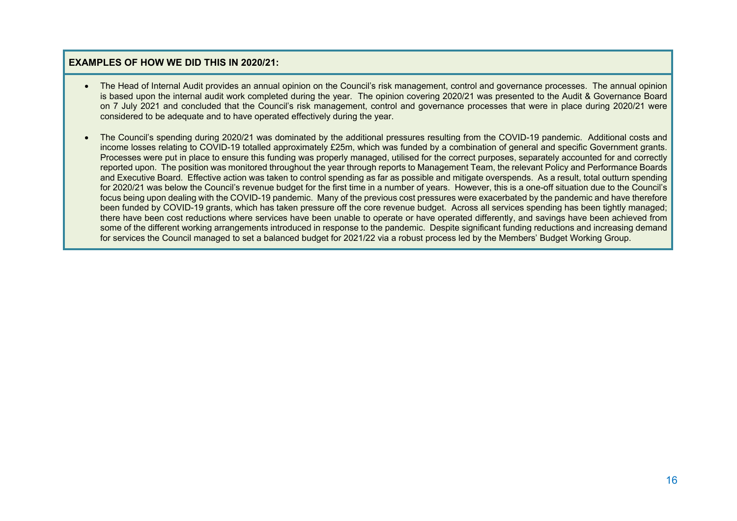**EXAMPLES OF HOW WE DID THIS IN 2020/21:**

- The Head of Internal Audit provides an annual opinion on the Council's risk management, control and governance processes. The annual opinion is based upon the internal audit work completed during the year. The opinion covering 2020/21 was presented to the Audit & Governance Board on 7 July 2021 and concluded that the Council's risk management, control and governance processes that were in place during 2020/21 were considered to be adequate and to have operated effectively during the year.

- The Council's spending during 2020/21 was dominated by the additional pressures resulting from the COVID-19 pandemic. Additional costs and income losses relating to COVID-19 totalled approximately £25m, which was funded by a combination of general and specific Government grants. Processes were put in place to ensure this funding was properly managed, utilised for the correct purposes, separately accounted for and correctly reported upon. The position was monitored throughout the year through reports to Management Team, the relevant Policy and Performance Boards and Executive Board. Effective action was taken to control spending as far as possible and mitigate overspends. As a result, total outturn spending for 2020/21 was below the Council's revenue budget for the first time in a number of years. However, this is a one-off situation due to the Council's focus being upon dealing with the COVID-19 pandemic. Many of the previous cost pressures were exacerbated by the pandemic and have therefore been funded by COVID-19 grants, which has taken pressure off the core revenue budget. Across all services spending has been tightly managed; there have been cost reductions where services have been unable to operate or have operated differently, and savings have been achieved from some of the different working arrangements introduced in response to the pandemic. Despite significant funding reductions and increasing demand for services the Council managed to set a balanced budget for 2021/22 via a robust process led by the Members' Budget Working Group.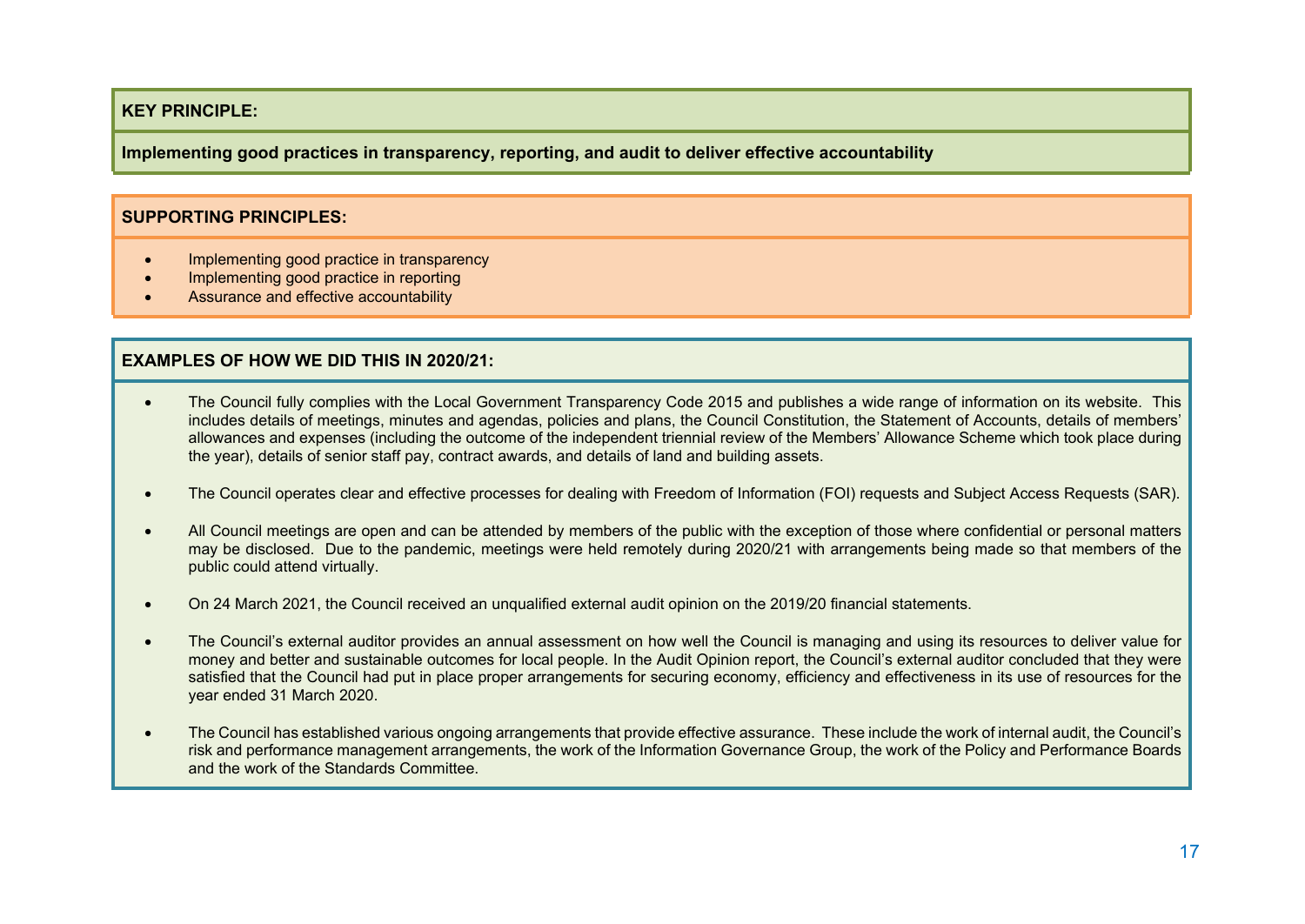**KEY PRINCIPLE:**

**Implementing good practices in transparency, reporting, and audit to deliver effective accountability**

**SUPPORTING PRINCIPLES:**

- Implementing good practice in transparency
- Implementing good practice in reporting
- Assurance and effective accountability

**EXAMPLES OF HOW WE DID THIS IN 2020/21:**

- The Council fully complies with the Local Government Transparency Code 2015 and publishes a wide range of information on its website. This includes details of meetings, minutes and agendas, policies and plans, the Council Constitution, the Statement of Accounts, details of members' allowances and expenses (including the outcome of the independent triennial review of the Members' Allowance Scheme which took place during the year), details of senior staff pay, contract awards, and details of land and building assets.

- The Council operates clear and effective processes for dealing with Freedom of Information (FOI) requests and Subject Access Requests (SAR).

- All Council meetings are open and can be attended by members of the public with the exception of those where confidential or personal matters may be disclosed. Due to the pandemic, meetings were held remotely during 2020/21 with arrangements being made so that members of the public could attend virtually.

- On 24 March 2021, the Council received an unqualified external audit opinion on the 2019/20 financial statements.

- The Council's external auditor provides an annual assessment on how well the Council is managing and using its resources to deliver value for money and better and sustainable outcomes for local people. In the Audit Opinion report, the Council's external auditor concluded that they were satisfied that the Council had put in place proper arrangements for securing economy, efficiency and effectiveness in its use of resources for the year ended 31 March 2020.

- The Council has established various ongoing arrangements that provide effective assurance. These include the work of internal audit, the Council's risk and performance management arrangements, the work of the Information Governance Group, the work of the Policy and Performance Boards and the work of the Standards Committee.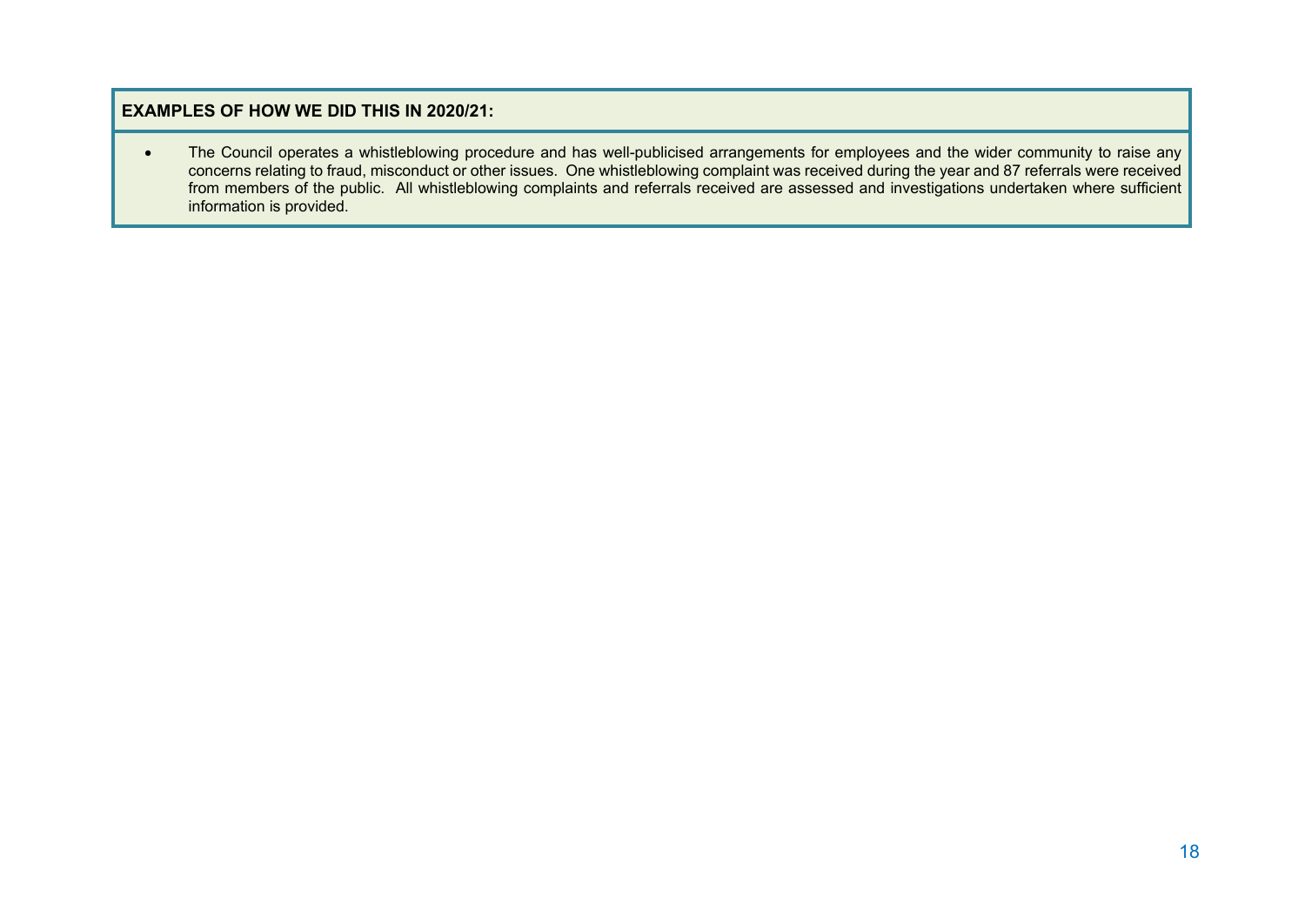**EXAMPLES OF HOW WE DID THIS IN 2020/21:**

- The Council operates a whistleblowing procedure and has well-publicised arrangements for employees and the wider community to raise any concerns relating to fraud, misconduct or other issues. One whistleblowing complaint was received during the year and 87 referrals were received from members of the public. All whistleblowing complaints and referrals received are assessed and investigations undertaken where sufficient information is provided.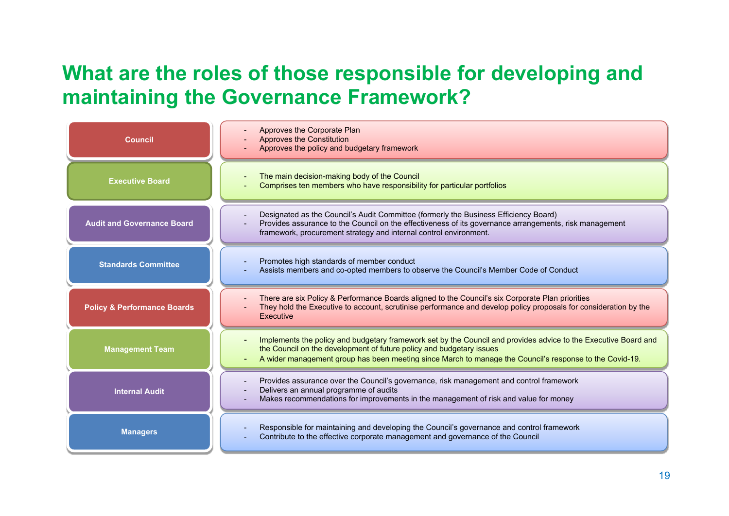# What are the roles of those responsible for developing and maintaining the Governance Framework?

| Body | Role |
| --- | --- |
| **Council** | - Approves the Corporate Plan<br>- Approves the Constitution<br>- Approves the policy and budgetary framework |
| **Executive Board** | - The main decision-making body of the Council<br>- Comprises ten members who have responsibility for particular portfolios |
| **Audit and Governance Board** | - Designated as the Council's Audit Committee (formerly the Business Efficiency Board)<br>- Provides assurance to the Council on the effectiveness of its governance arrangements, risk management framework, procurement strategy and internal control environment. |
| **Standards Committee** | - Promotes high standards of member conduct<br>- Assists members and co-opted members to observe the Council's Member Code of Conduct |
| **Policy & Performance Boards** | - There are six Policy & Performance Boards aligned to the Council's six Corporate Plan priorities<br>- They hold the Executive to account, scrutinise performance and develop policy proposals for consideration by the Executive |
| **Management Team** | - Implements the policy and budgetary framework set by the Council and provides advice to the Executive Board and the Council on the development of future policy and budgetary issues<br>- A wider management group has been meeting since March to manage the Council's response to the Covid-19. |
| **Internal Audit** | - Provides assurance over the Council's governance, risk management and control framework<br>- Delivers an annual programme of audits<br>- Makes recommendations for improvements in the management of risk and value for money |
| **Managers** | - Responsible for maintaining and developing the Council's governance and control framework<br>- Contribute to the effective corporate management and governance of the Council |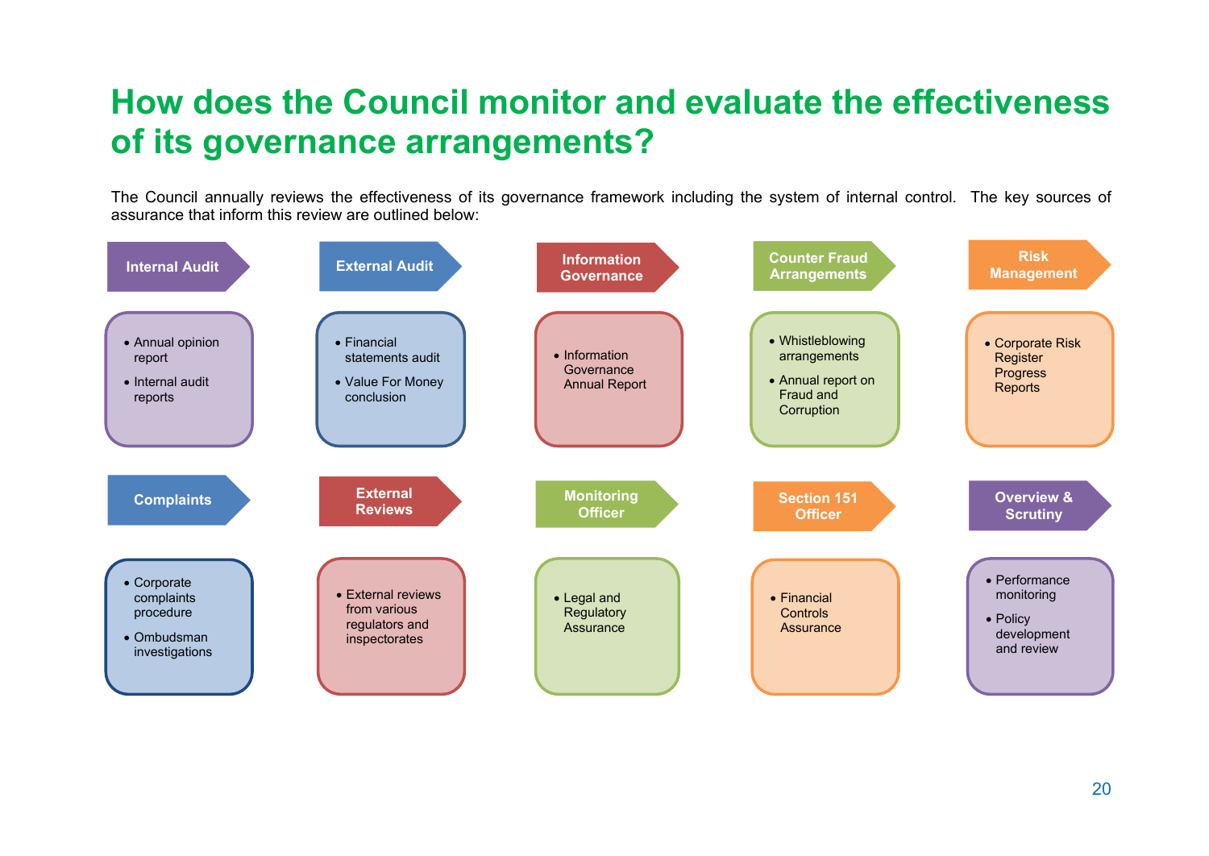# How does the Council monitor and evaluate the effectiveness of its governance arrangements?

The Council annually reviews the effectiveness of its governance framework including the system of internal control. The key sources of assurance that inform this review are outlined below:

**Internal Audit**

- Annual opinion report
- Internal audit reports

**External Audit**

- Financial statements audit
- Value For Money conclusion

**Information Governance**

- Information Governance Annual Report

**Counter Fraud Arrangements**

- Whistleblowing arrangements
- Annual report on Fraud and Corruption

**Risk Management**

- Corporate Risk Register Progress Reports

**Complaints**

- Corporate complaints procedure
- Ombudsman investigations

**External Reviews**

- External reviews from various regulators and inspectorates

**Monitoring Officer**

- Legal and Regulatory Assurance

**Section 151 Officer**

- Financial Controls Assurance

**Overview & Scrutiny**

- Performance monitoring
- Policy development and review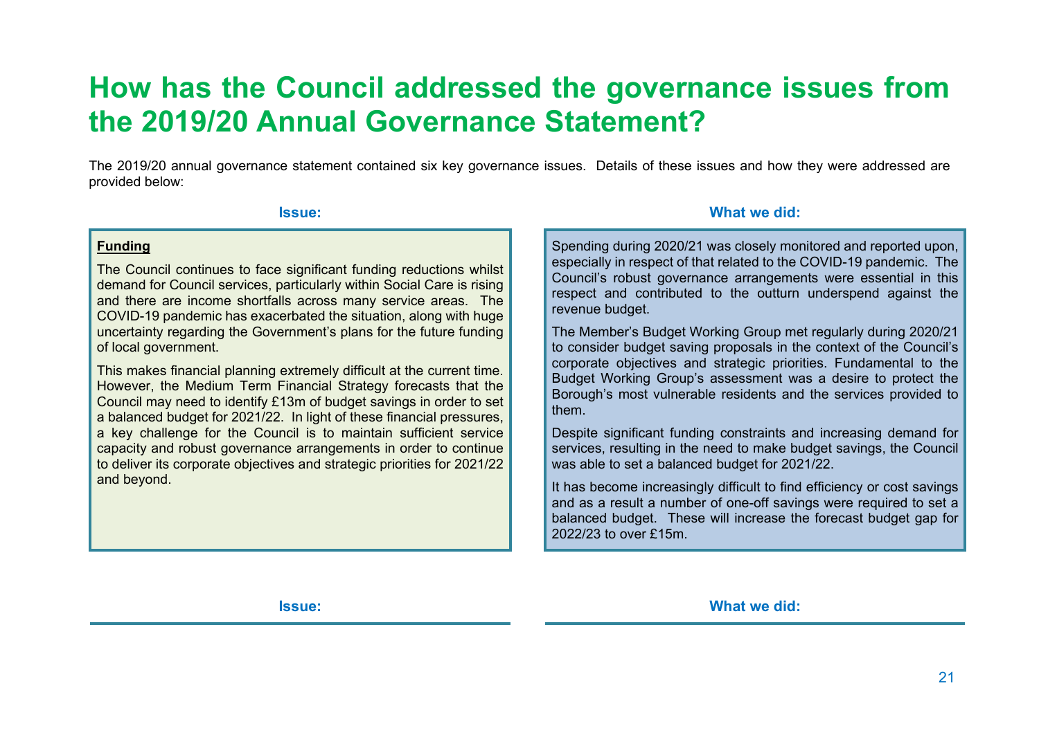# How has the Council addressed the governance issues from the 2019/20 Annual Governance Statement?

The 2019/20 annual governance statement contained six key governance issues. Details of these issues and how they were addressed are provided below:

| Issue: | What we did: |
| --- | --- |
| **Funding**<br><br>The Council continues to face significant funding reductions whilst demand for Council services, particularly within Social Care is rising and there are income shortfalls across many service areas. The COVID-19 pandemic has exacerbated the situation, along with huge uncertainty regarding the Government's plans for the future funding of local government.<br><br>This makes financial planning extremely difficult at the current time. However, the Medium Term Financial Strategy forecasts that the Council may need to identify £13m of budget savings in order to set a balanced budget for 2021/22. In light of these financial pressures, a key challenge for the Council is to maintain sufficient service capacity and robust governance arrangements in order to continue to deliver its corporate objectives and strategic priorities for 2021/22 and beyond. | Spending during 2020/21 was closely monitored and reported upon, especially in respect of that related to the COVID-19 pandemic. The Council's robust governance arrangements were essential in this respect and contributed to the outturn underspend against the revenue budget.<br><br>The Member's Budget Working Group met regularly during 2020/21 to consider budget saving proposals in the context of the Council's corporate objectives and strategic priorities. Fundamental to the Budget Working Group's assessment was a desire to protect the Borough's most vulnerable residents and the services provided to them.<br><br>Despite significant funding constraints and increasing demand for services, resulting in the need to make budget savings, the Council was able to set a balanced budget for 2021/22.<br><br>It has become increasingly difficult to find efficiency or cost savings and as a result a number of one-off savings were required to set a balanced budget. These will increase the forecast budget gap for 2022/23 to over £15m. |

| Issue: | What we did: |
| --- | --- |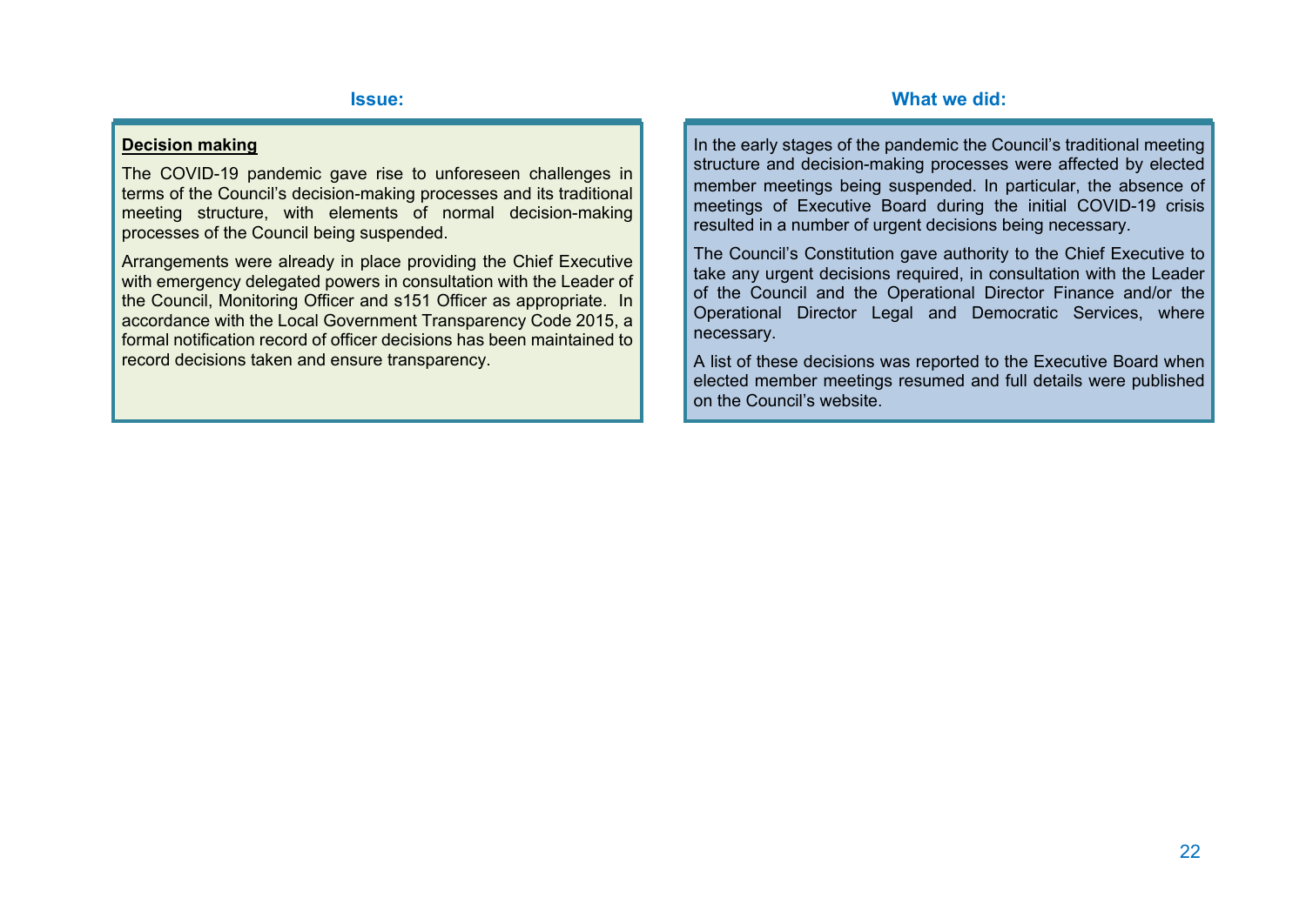| Issue: | What we did: |
| --- | --- |
| **Decision making**<br><br>The COVID-19 pandemic gave rise to unforeseen challenges in terms of the Council's decision-making processes and its traditional meeting structure, with elements of normal decision-making processes of the Council being suspended.<br><br>Arrangements were already in place providing the Chief Executive with emergency delegated powers in consultation with the Leader of the Council, Monitoring Officer and s151 Officer as appropriate. In accordance with the Local Government Transparency Code 2015, a formal notification record of officer decisions has been maintained to record decisions taken and ensure transparency. | In the early stages of the pandemic the Council's traditional meeting structure and decision-making processes were affected by elected member meetings being suspended. In particular, the absence of meetings of Executive Board during the initial COVID-19 crisis resulted in a number of urgent decisions being necessary.<br><br>The Council's Constitution gave authority to the Chief Executive to take any urgent decisions required, in consultation with the Leader of the Council and the Operational Director Finance and/or the Operational Director Legal and Democratic Services, where necessary.<br><br>A list of these decisions was reported to the Executive Board when elected member meetings resumed and full details were published on the Council's website. |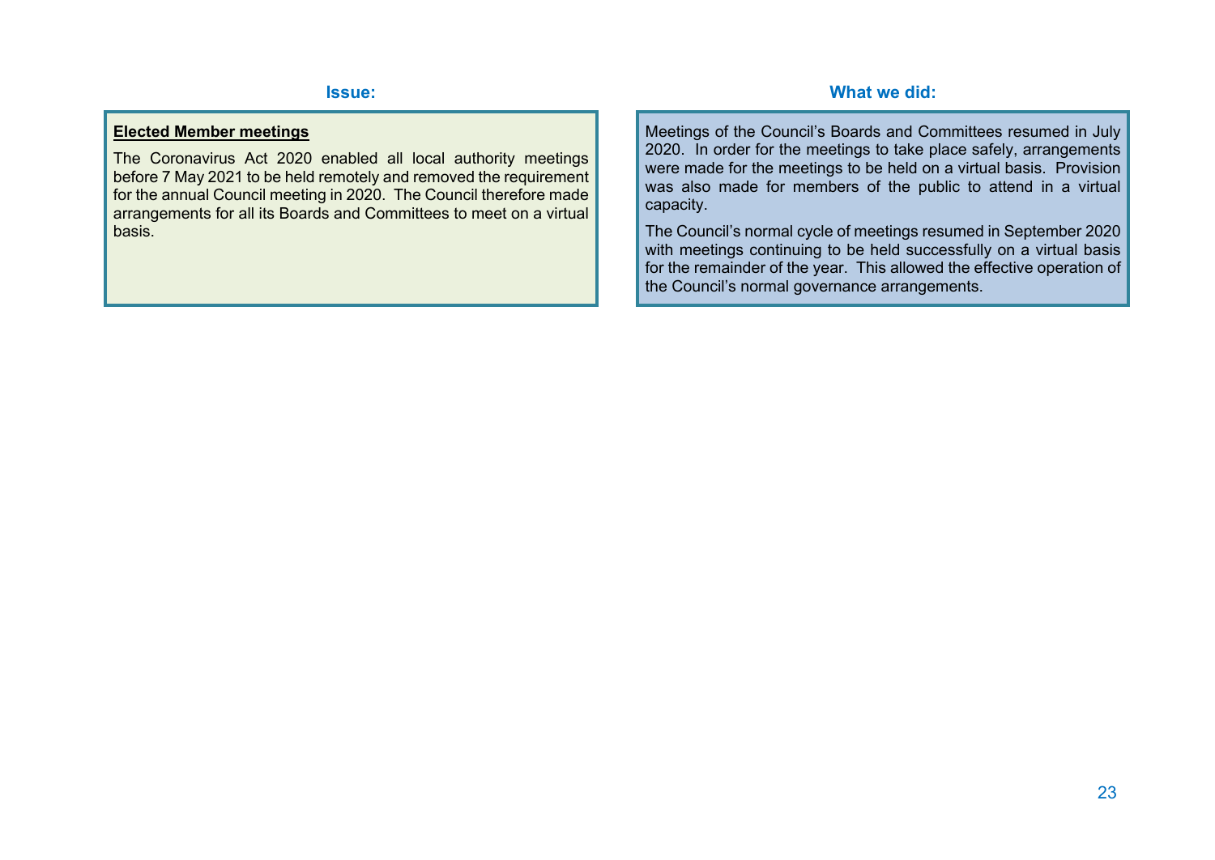| Issue: | What we did: |
| --- | --- |
| **Elected Member meetings**<br><br>The Coronavirus Act 2020 enabled all local authority meetings before 7 May 2021 to be held remotely and removed the requirement for the annual Council meeting in 2020. The Council therefore made arrangements for all its Boards and Committees to meet on a virtual basis. | Meetings of the Council's Boards and Committees resumed in July 2020. In order for the meetings to take place safely, arrangements were made for the meetings to be held on a virtual basis. Provision was also made for members of the public to attend in a virtual capacity.<br><br>The Council's normal cycle of meetings resumed in September 2020 with meetings continuing to be held successfully on a virtual basis for the remainder of the year. This allowed the effective operation of the Council's normal governance arrangements. |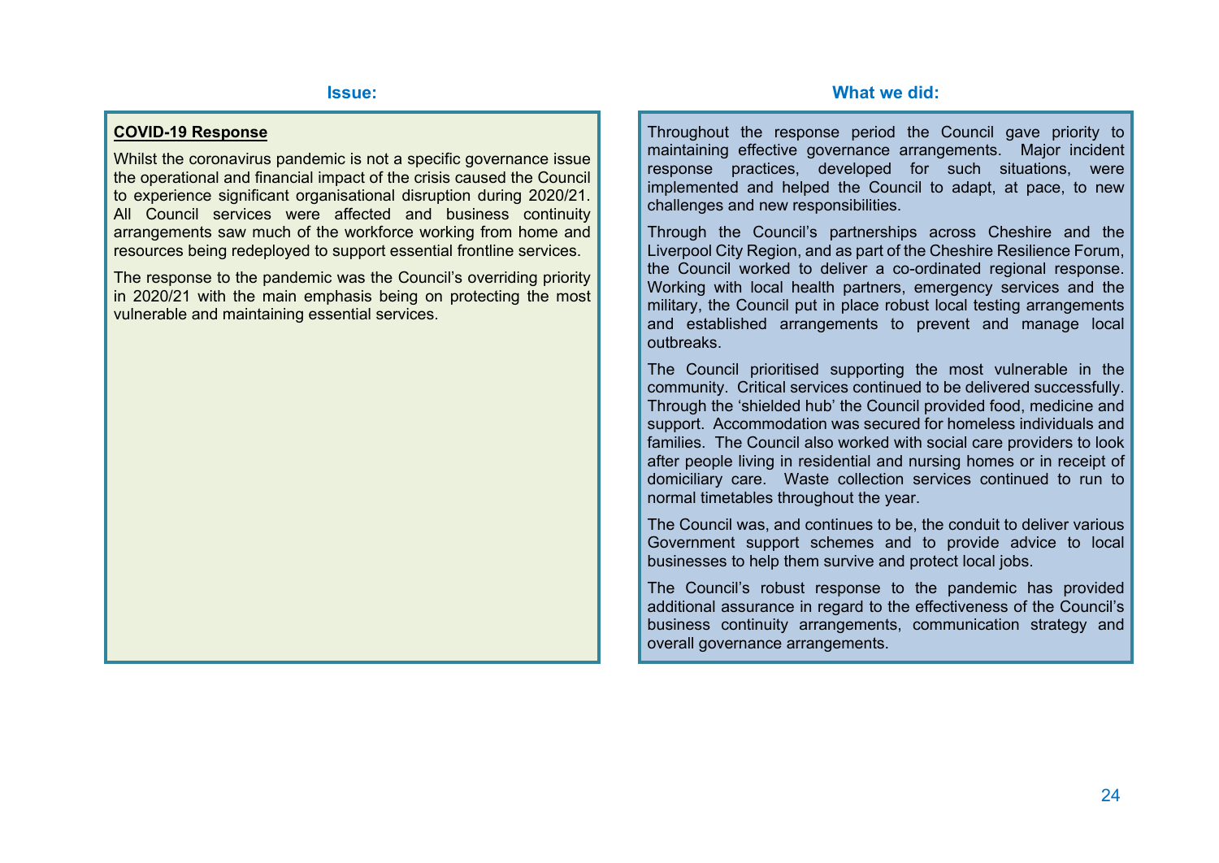| Issue: | What we did: |
| --- | --- |
| **COVID-19 Response**<br><br>Whilst the coronavirus pandemic is not a specific governance issue the operational and financial impact of the crisis caused the Council to experience significant organisational disruption during 2020/21. All Council services were affected and business continuity arrangements saw much of the workforce working from home and resources being redeployed to support essential frontline services.<br><br>The response to the pandemic was the Council's overriding priority in 2020/21 with the main emphasis being on protecting the most vulnerable and maintaining essential services. | Throughout the response period the Council gave priority to maintaining effective governance arrangements. Major incident response practices, developed for such situations, were implemented and helped the Council to adapt, at pace, to new challenges and new responsibilities.<br><br>Through the Council's partnerships across Cheshire and the Liverpool City Region, and as part of the Cheshire Resilience Forum, the Council worked to deliver a co-ordinated regional response. Working with local health partners, emergency services and the military, the Council put in place robust local testing arrangements and established arrangements to prevent and manage local outbreaks.<br><br>The Council prioritised supporting the most vulnerable in the community. Critical services continued to be delivered successfully. Through the 'shielded hub' the Council provided food, medicine and support. Accommodation was secured for homeless individuals and families. The Council also worked with social care providers to look after people living in residential and nursing homes or in receipt of domiciliary care. Waste collection services continued to run to normal timetables throughout the year.<br><br>The Council was, and continues to be, the conduit to deliver various Government support schemes and to provide advice to local businesses to help them survive and protect local jobs.<br><br>The Council's robust response to the pandemic has provided additional assurance in regard to the effectiveness of the Council's business continuity arrangements, communication strategy and overall governance arrangements. |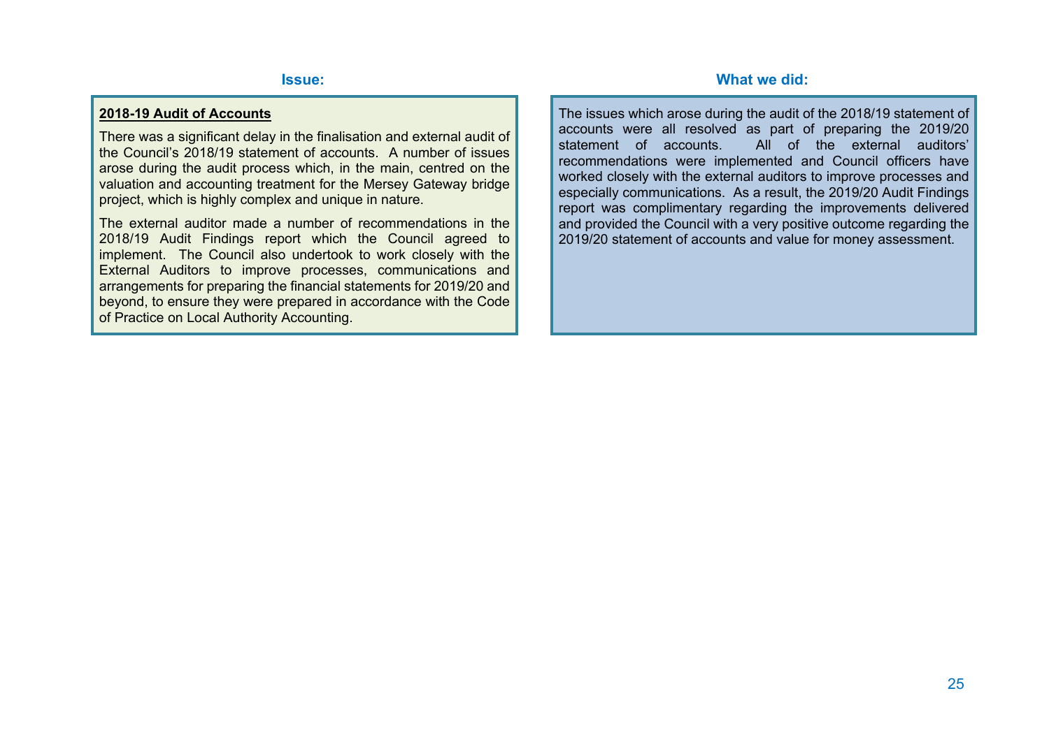| Issue: | What we did: |
| --- | --- |
| **2018-19 Audit of Accounts**<br><br>There was a significant delay in the finalisation and external audit of the Council's 2018/19 statement of accounts. A number of issues arose during the audit process which, in the main, centred on the valuation and accounting treatment for the Mersey Gateway bridge project, which is highly complex and unique in nature.<br><br>The external auditor made a number of recommendations in the 2018/19 Audit Findings report which the Council agreed to implement. The Council also undertook to work closely with the External Auditors to improve processes, communications and arrangements for preparing the financial statements for 2019/20 and beyond, to ensure they were prepared in accordance with the Code of Practice on Local Authority Accounting. | The issues which arose during the audit of the 2018/19 statement of accounts were all resolved as part of preparing the 2019/20 statement of accounts. All of the external auditors' recommendations were implemented and Council officers have worked closely with the external auditors to improve processes and especially communications. As a result, the 2019/20 Audit Findings report was complimentary regarding the improvements delivered and provided the Council with a very positive outcome regarding the 2019/20 statement of accounts and value for money assessment. |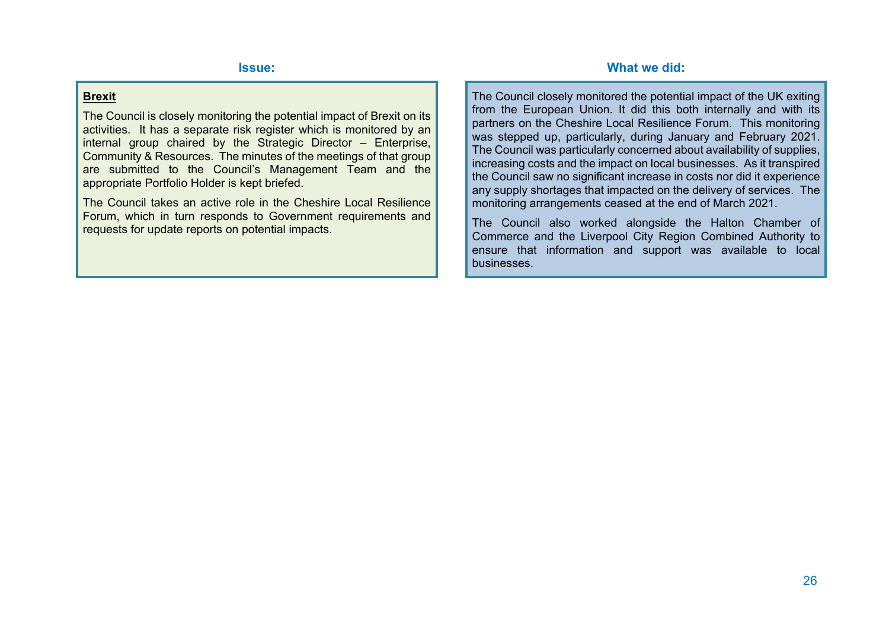| Issue: | What we did: |
| --- | --- |
| **Brexit**<br><br>The Council is closely monitoring the potential impact of Brexit on its activities. It has a separate risk register which is monitored by an internal group chaired by the Strategic Director – Enterprise, Community & Resources. The minutes of the meetings of that group are submitted to the Council's Management Team and the appropriate Portfolio Holder is kept briefed.<br><br>The Council takes an active role in the Cheshire Local Resilience Forum, which in turn responds to Government requirements and requests for update reports on potential impacts. | The Council closely monitored the potential impact of the UK exiting from the European Union. It did this both internally and with its partners on the Cheshire Local Resilience Forum. This monitoring was stepped up, particularly, during January and February 2021. The Council was particularly concerned about availability of supplies, increasing costs and the impact on local businesses. As it transpired the Council saw no significant increase in costs nor did it experience any supply shortages that impacted on the delivery of services. The monitoring arrangements ceased at the end of March 2021.<br><br>The Council also worked alongside the Halton Chamber of Commerce and the Liverpool City Region Combined Authority to ensure that information and support was available to local businesses. |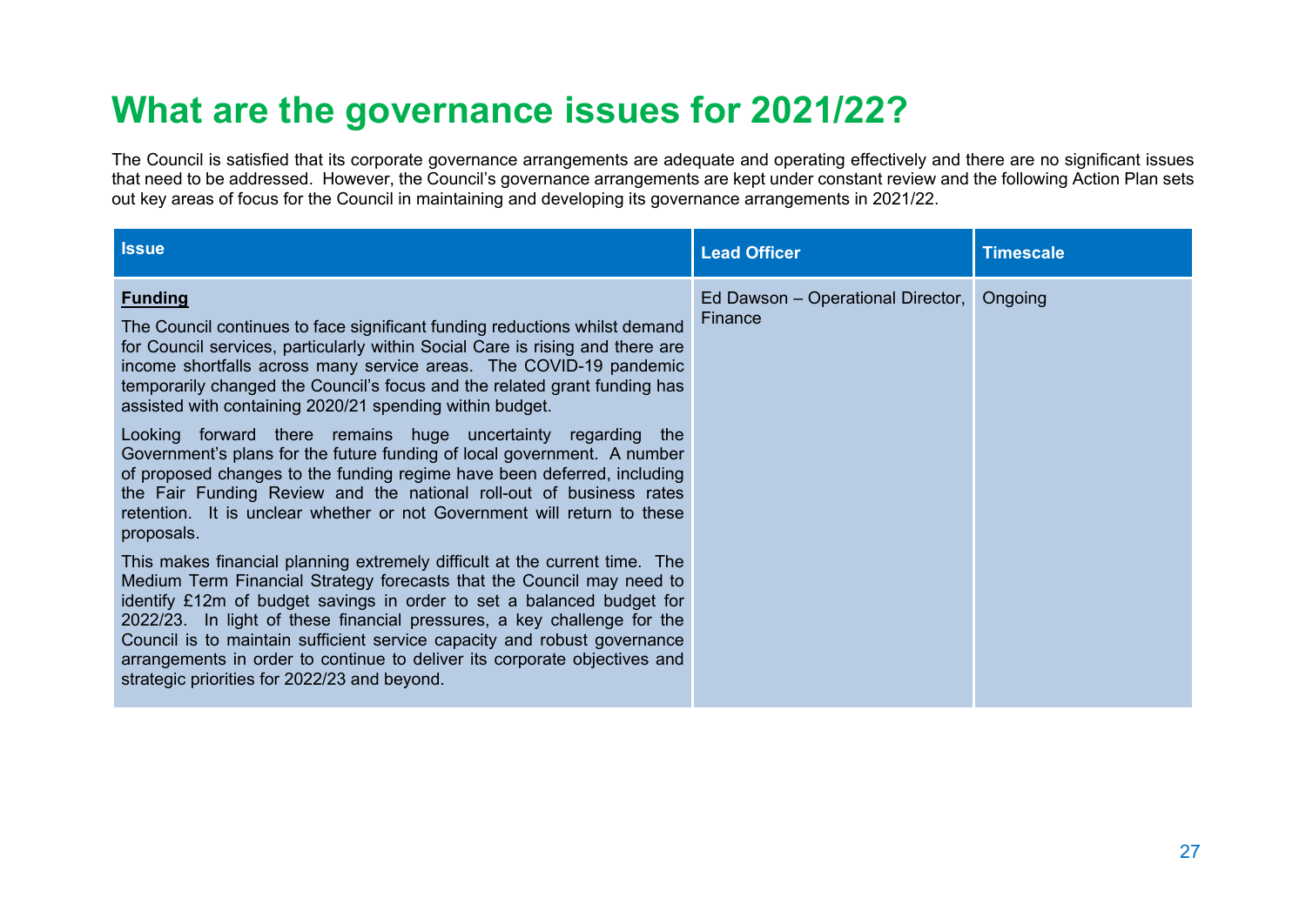# What are the governance issues for 2021/22?

The Council is satisfied that its corporate governance arrangements are adequate and operating effectively and there are no significant issues that need to be addressed. However, the Council's governance arrangements are kept under constant review and the following Action Plan sets out key areas of focus for the Council in maintaining and developing its governance arrangements in 2021/22.

| Issue | Lead Officer | Timescale |
|---|---|---|
| **Funding**<br><br>The Council continues to face significant funding reductions whilst demand for Council services, particularly within Social Care is rising and there are income shortfalls across many service areas. The COVID-19 pandemic temporarily changed the Council's focus and the related grant funding has assisted with containing 2020/21 spending within budget.<br><br>Looking forward there remains huge uncertainty regarding the Government's plans for the future funding of local government. A number of proposed changes to the funding regime have been deferred, including the Fair Funding Review and the national roll-out of business rates retention. It is unclear whether or not Government will return to these proposals.<br><br>This makes financial planning extremely difficult at the current time. The Medium Term Financial Strategy forecasts that the Council may need to identify £12m of budget savings in order to set a balanced budget for 2022/23. In light of these financial pressures, a key challenge for the Council is to maintain sufficient service capacity and robust governance arrangements in order to continue to deliver its corporate objectives and strategic priorities for 2022/23 and beyond. | Ed Dawson – Operational Director, Finance | Ongoing |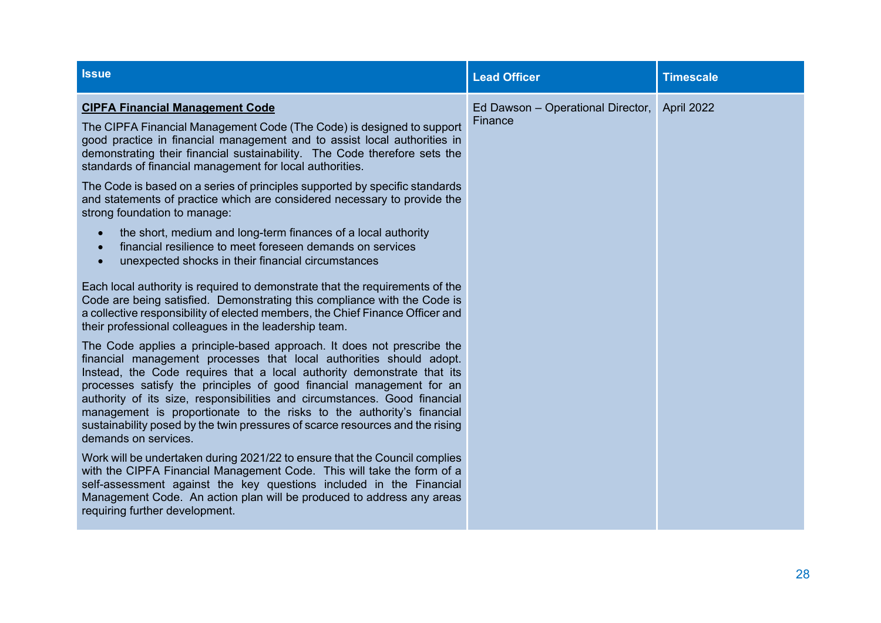| Issue | Lead Officer | Timescale |
|---|---|---|
| **<u>CIPFA Financial Management Code</u>**<br><br>The CIPFA Financial Management Code (The Code) is designed to support good practice in financial management and to assist local authorities in demonstrating their financial sustainability. The Code therefore sets the standards of financial management for local authorities.<br><br>The Code is based on a series of principles supported by specific standards and statements of practice which are considered necessary to provide the strong foundation to manage:<br><br>• the short, medium and long-term finances of a local authority<br>• financial resilience to meet foreseen demands on services<br>• unexpected shocks in their financial circumstances<br><br>Each local authority is required to demonstrate that the requirements of the Code are being satisfied. Demonstrating this compliance with the Code is a collective responsibility of elected members, the Chief Finance Officer and their professional colleagues in the leadership team.<br><br>The Code applies a principle-based approach. It does not prescribe the financial management processes that local authorities should adopt. Instead, the Code requires that a local authority demonstrate that its processes satisfy the principles of good financial management for an authority of its size, responsibilities and circumstances. Good financial management is proportionate to the risks to the authority's financial sustainability posed by the twin pressures of scarce resources and the rising demands on services.<br><br>Work will be undertaken during 2021/22 to ensure that the Council complies with the CIPFA Financial Management Code. This will take the form of a self-assessment against the key questions included in the Financial Management Code. An action plan will be produced to address any areas requiring further development. | Ed Dawson – Operational Director, Finance | April 2022 |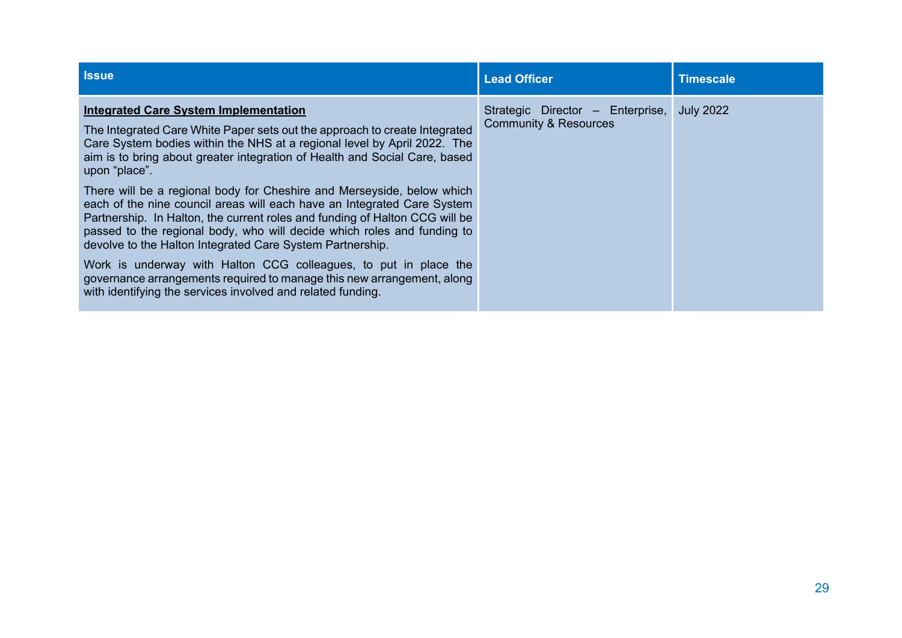| Issue | Lead Officer | Timescale |
| --- | --- | --- |
| **Integrated Care System Implementation**<br><br>The Integrated Care White Paper sets out the approach to create Integrated Care System bodies within the NHS at a regional level by April 2022. The aim is to bring about greater integration of Health and Social Care, based upon "place".<br><br>There will be a regional body for Cheshire and Merseyside, below which each of the nine council areas will each have an Integrated Care System Partnership. In Halton, the current roles and funding of Halton CCG will be passed to the regional body, who will decide which roles and funding to devolve to the Halton Integrated Care System Partnership.<br><br>Work is underway with Halton CCG colleagues, to put in place the governance arrangements required to manage this new arrangement, along with identifying the services involved and related funding. | Strategic Director – Enterprise, Community & Resources | July 2022 |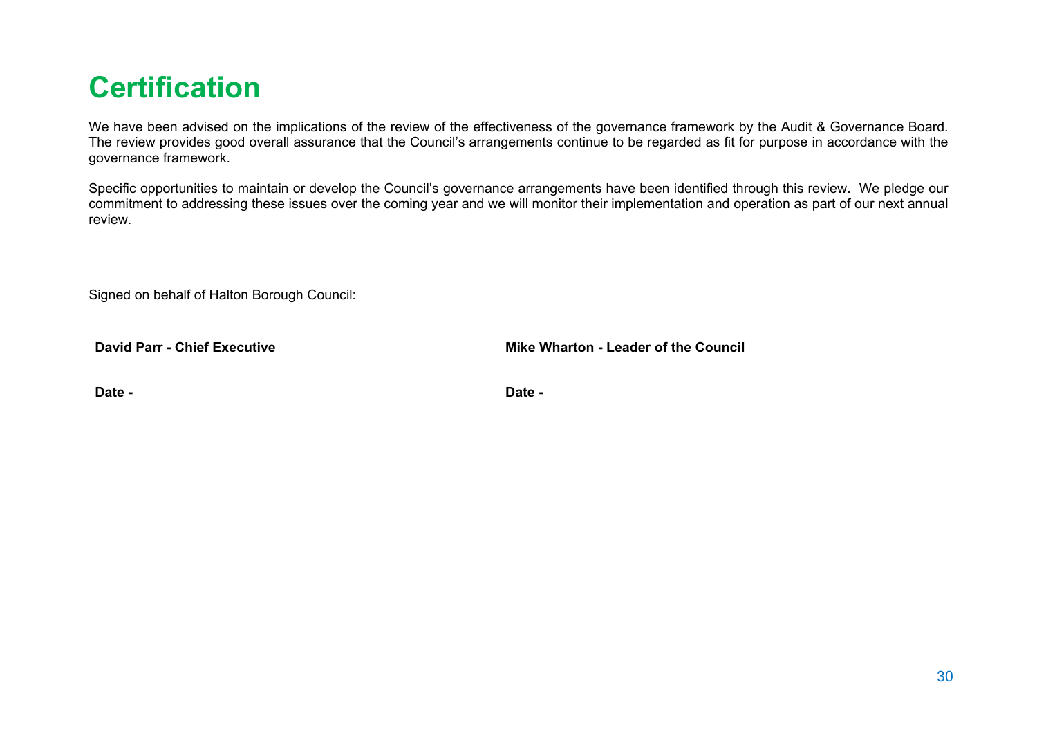# Certification

We have been advised on the implications of the review of the effectiveness of the governance framework by the Audit & Governance Board. The review provides good overall assurance that the Council's arrangements continue to be regarded as fit for purpose in accordance with the governance framework.

Specific opportunities to maintain or develop the Council's governance arrangements have been identified through this review. We pledge our commitment to addressing these issues over the coming year and we will monitor their implementation and operation as part of our next annual review.

Signed on behalf of Halton Borough Council:

| | |
|---|---|
| **David Parr - Chief Executive** | **Mike Wharton - Leader of the Council** |
| **Date -** | **Date -** |